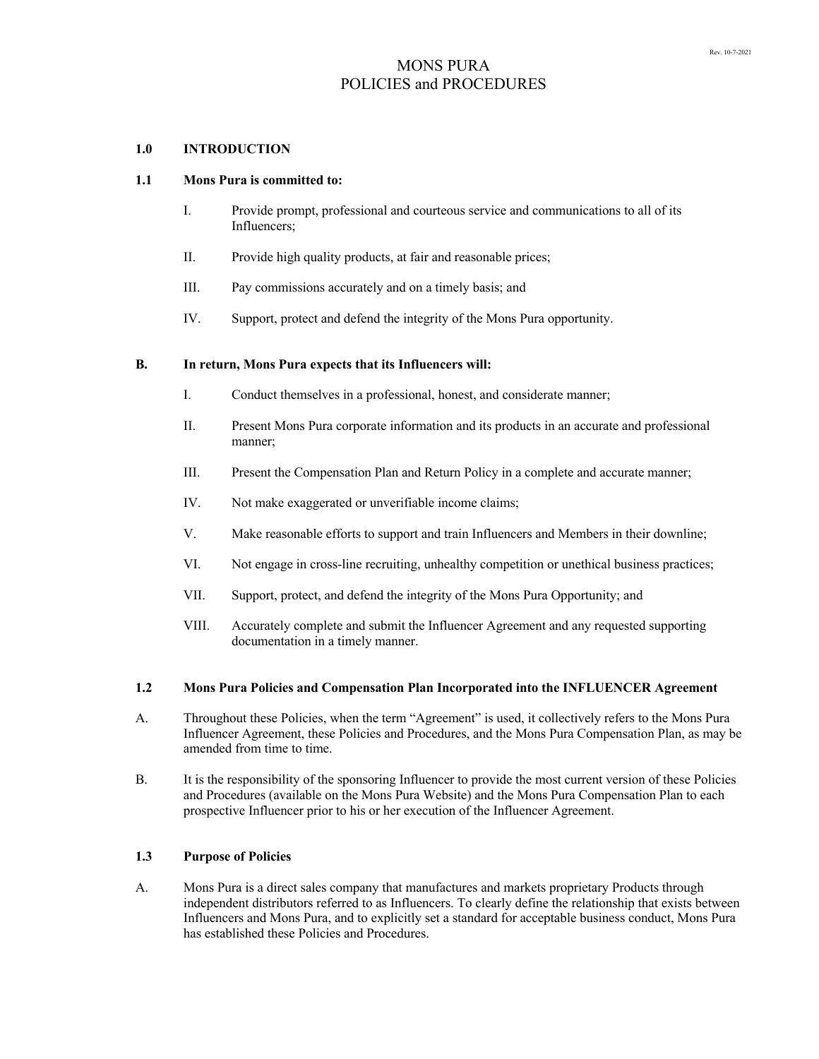# MONS PURA
# POLICIES and PROCEDURES

## 1.0 INTRODUCTION

### 1.1 Mons Pura is committed to:

I. Provide prompt, professional and courteous service and communications to all of its Influencers;

II. Provide high quality products, at fair and reasonable prices;

III. Pay commissions accurately and on a timely basis; and

IV. Support, protect and defend the integrity of the Mons Pura opportunity.

### B. In return, Mons Pura expects that its Influencers will:

I. Conduct themselves in a professional, honest, and considerate manner;

II. Present Mons Pura corporate information and its products in an accurate and professional manner;

III. Present the Compensation Plan and Return Policy in a complete and accurate manner;

IV. Not make exaggerated or unverifiable income claims;

V. Make reasonable efforts to support and train Influencers and Members in their downline;

VI. Not engage in cross-line recruiting, unhealthy competition or unethical business practices;

VII. Support, protect, and defend the integrity of the Mons Pura Opportunity; and

VIII. Accurately complete and submit the Influencer Agreement and any requested supporting documentation in a timely manner.

### 1.2 Mons Pura Policies and Compensation Plan Incorporated into the INFLUENCER Agreement

A. Throughout these Policies, when the term "Agreement" is used, it collectively refers to the Mons Pura Influencer Agreement, these Policies and Procedures, and the Mons Pura Compensation Plan, as may be amended from time to time.

B. It is the responsibility of the sponsoring Influencer to provide the most current version of these Policies and Procedures (available on the Mons Pura Website) and the Mons Pura Compensation Plan to each prospective Influencer prior to his or her execution of the Influencer Agreement.

### 1.3 Purpose of Policies

A. Mons Pura is a direct sales company that manufactures and markets proprietary Products through independent distributors referred to as Influencers. To clearly define the relationship that exists between Influencers and Mons Pura, and to explicitly set a standard for acceptable business conduct, Mons Pura has established these Policies and Procedures.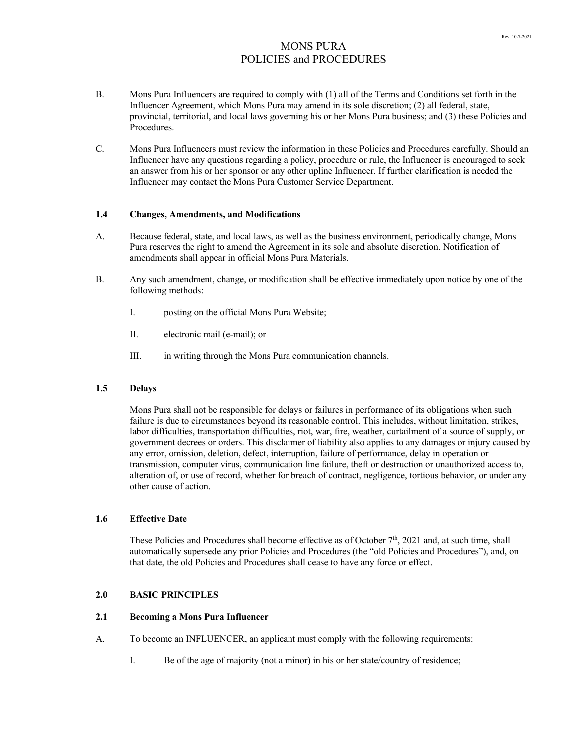B. Mons Pura Influencers are required to comply with (1) all of the Terms and Conditions set forth in the Influencer Agreement, which Mons Pura may amend in its sole discretion; (2) all federal, state, provincial, territorial, and local laws governing his or her Mons Pura business; and (3) these Policies and Procedures.

C. Mons Pura Influencers must review the information in these Policies and Procedures carefully. Should an Influencer have any questions regarding a policy, procedure or rule, the Influencer is encouraged to seek an answer from his or her sponsor or any other upline Influencer. If further clarification is needed the Influencer may contact the Mons Pura Customer Service Department.

### 1.4 Changes, Amendments, and Modifications

A. Because federal, state, and local laws, as well as the business environment, periodically change, Mons Pura reserves the right to amend the Agreement in its sole and absolute discretion. Notification of amendments shall appear in official Mons Pura Materials.

B. Any such amendment, change, or modification shall be effective immediately upon notice by one of the following methods:

- I. posting on the official Mons Pura Website;
- II. electronic mail (e-mail); or
- III. in writing through the Mons Pura communication channels.

### 1.5 Delays

Mons Pura shall not be responsible for delays or failures in performance of its obligations when such failure is due to circumstances beyond its reasonable control. This includes, without limitation, strikes, labor difficulties, transportation difficulties, riot, war, fire, weather, curtailment of a source of supply, or government decrees or orders. This disclaimer of liability also applies to any damages or injury caused by any error, omission, deletion, defect, interruption, failure of performance, delay in operation or transmission, computer virus, communication line failure, theft or destruction or unauthorized access to, alteration of, or use of record, whether for breach of contract, negligence, tortious behavior, or under any other cause of action.

### 1.6 Effective Date

These Policies and Procedures shall become effective as of October 7th, 2021 and, at such time, shall automatically supersede any prior Policies and Procedures (the "old Policies and Procedures"), and, on that date, the old Policies and Procedures shall cease to have any force or effect.

## 2.0 BASIC PRINCIPLES

### 2.1 Becoming a Mons Pura Influencer

A. To become an INFLUENCER, an applicant must comply with the following requirements:

- I. Be of the age of majority (not a minor) in his or her state/country of residence;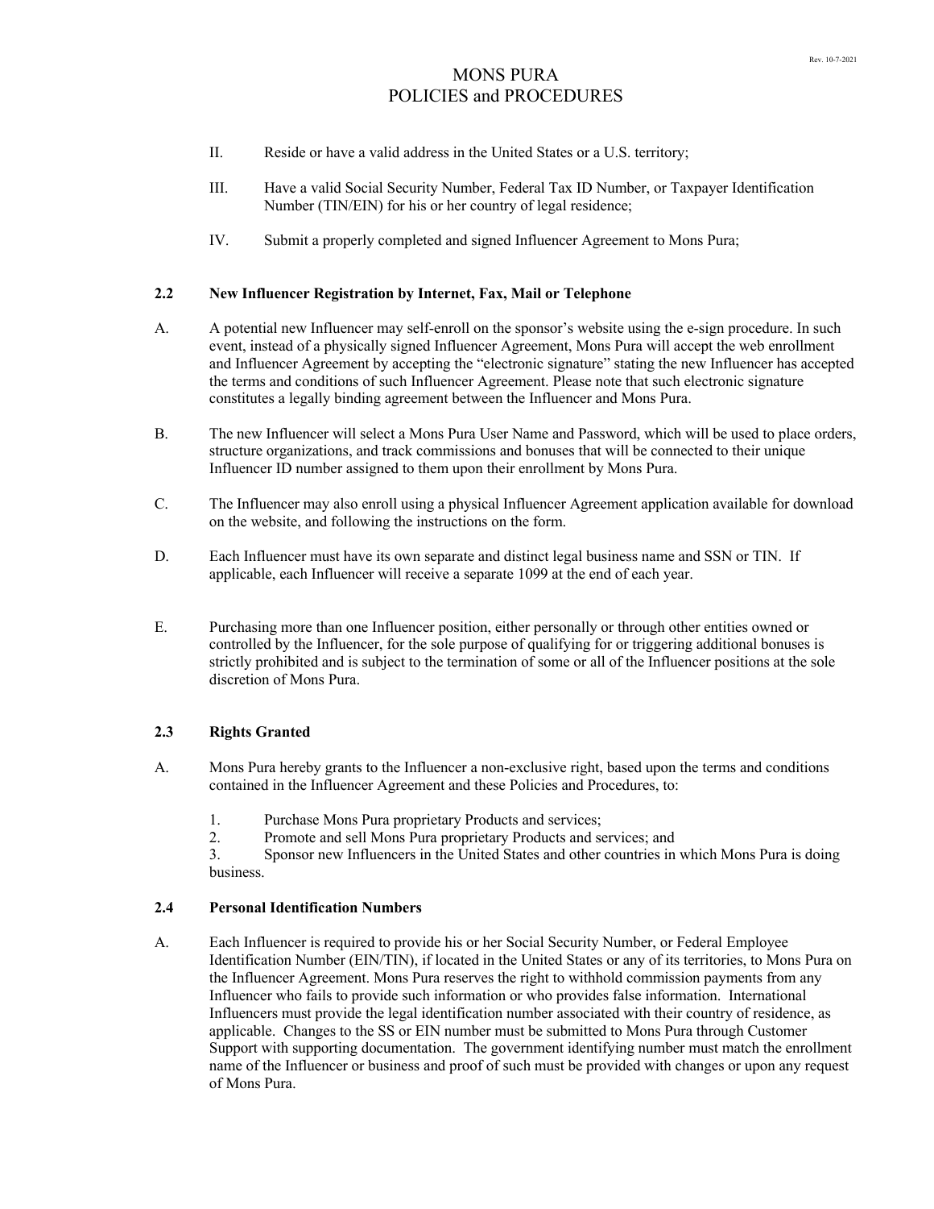II. Reside or have a valid address in the United States or a U.S. territory;

III. Have a valid Social Security Number, Federal Tax ID Number, or Taxpayer Identification Number (TIN/EIN) for his or her country of legal residence;

IV. Submit a properly completed and signed Influencer Agreement to Mons Pura;

### 2.2 New Influencer Registration by Internet, Fax, Mail or Telephone

A. A potential new Influencer may self-enroll on the sponsor's website using the e-sign procedure. In such event, instead of a physically signed Influencer Agreement, Mons Pura will accept the web enrollment and Influencer Agreement by accepting the "electronic signature" stating the new Influencer has accepted the terms and conditions of such Influencer Agreement. Please note that such electronic signature constitutes a legally binding agreement between the Influencer and Mons Pura.

B. The new Influencer will select a Mons Pura User Name and Password, which will be used to place orders, structure organizations, and track commissions and bonuses that will be connected to their unique Influencer ID number assigned to them upon their enrollment by Mons Pura.

C. The Influencer may also enroll using a physical Influencer Agreement application available for download on the website, and following the instructions on the form.

D. Each Influencer must have its own separate and distinct legal business name and SSN or TIN. If applicable, each Influencer will receive a separate 1099 at the end of each year.

E. Purchasing more than one Influencer position, either personally or through other entities owned or controlled by the Influencer, for the sole purpose of qualifying for or triggering additional bonuses is strictly prohibited and is subject to the termination of some or all of the Influencer positions at the sole discretion of Mons Pura.

### 2.3 Rights Granted

A. Mons Pura hereby grants to the Influencer a non-exclusive right, based upon the terms and conditions contained in the Influencer Agreement and these Policies and Procedures, to:

1. Purchase Mons Pura proprietary Products and services;
2. Promote and sell Mons Pura proprietary Products and services; and
3. Sponsor new Influencers in the United States and other countries in which Mons Pura is doing business.

### 2.4 Personal Identification Numbers

A. Each Influencer is required to provide his or her Social Security Number, or Federal Employee Identification Number (EIN/TIN), if located in the United States or any of its territories, to Mons Pura on the Influencer Agreement. Mons Pura reserves the right to withhold commission payments from any Influencer who fails to provide such information or who provides false information. International Influencers must provide the legal identification number associated with their country of residence, as applicable. Changes to the SS or EIN number must be submitted to Mons Pura through Customer Support with supporting documentation. The government identifying number must match the enrollment name of the Influencer or business and proof of such must be provided with changes or upon any request of Mons Pura.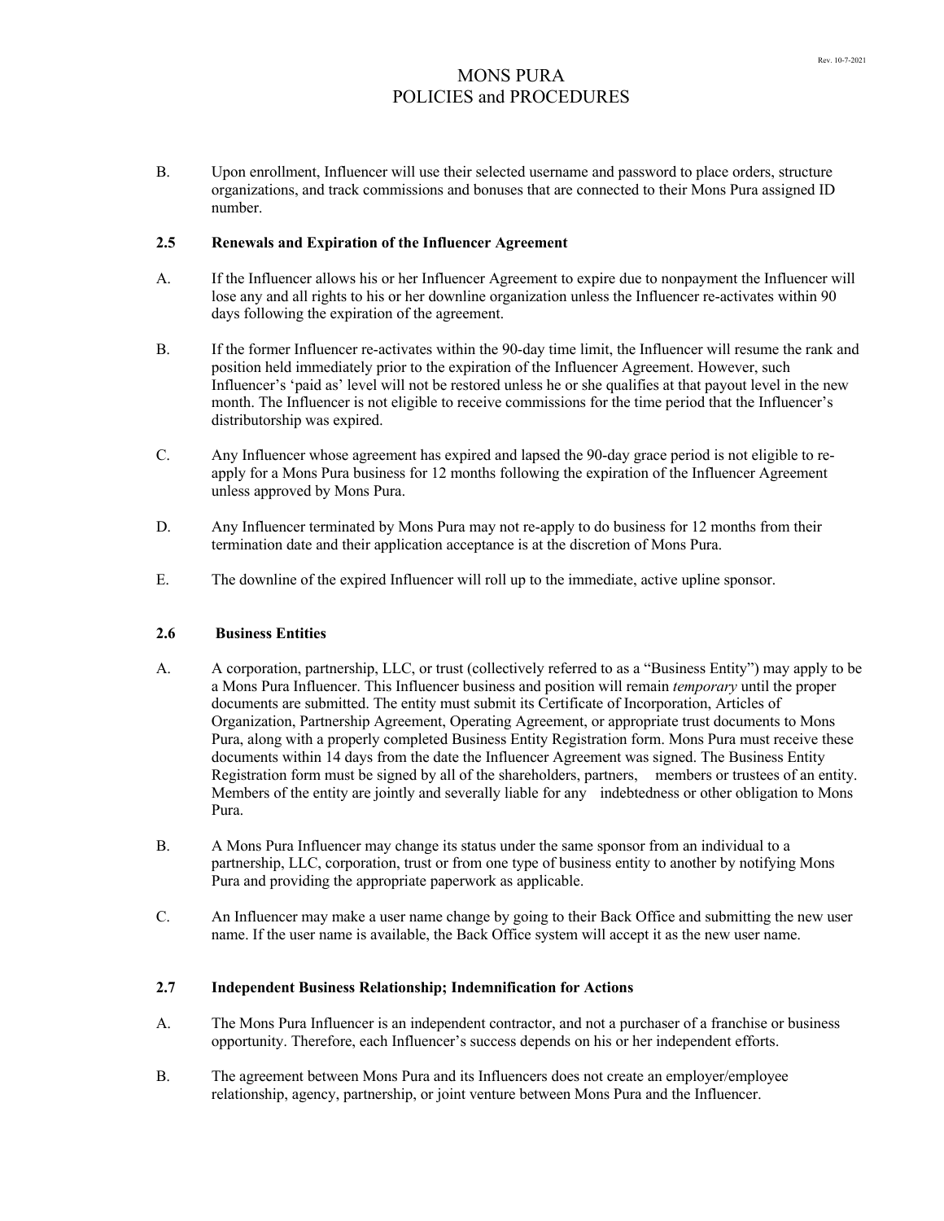B. Upon enrollment, Influencer will use their selected username and password to place orders, structure organizations, and track commissions and bonuses that are connected to their Mons Pura assigned ID number.

### 2.5 Renewals and Expiration of the Influencer Agreement

A. If the Influencer allows his or her Influencer Agreement to expire due to nonpayment the Influencer will lose any and all rights to his or her downline organization unless the Influencer re-activates within 90 days following the expiration of the agreement.

B. If the former Influencer re-activates within the 90-day time limit, the Influencer will resume the rank and position held immediately prior to the expiration of the Influencer Agreement. However, such Influencer's 'paid as' level will not be restored unless he or she qualifies at that payout level in the new month. The Influencer is not eligible to receive commissions for the time period that the Influencer's distributorship was expired.

C. Any Influencer whose agreement has expired and lapsed the 90-day grace period is not eligible to re-apply for a Mons Pura business for 12 months following the expiration of the Influencer Agreement unless approved by Mons Pura.

D. Any Influencer terminated by Mons Pura may not re-apply to do business for 12 months from their termination date and their application acceptance is at the discretion of Mons Pura.

E. The downline of the expired Influencer will roll up to the immediate, active upline sponsor.

### 2.6 Business Entities

A. A corporation, partnership, LLC, or trust (collectively referred to as a "Business Entity") may apply to be a Mons Pura Influencer. This Influencer business and position will remain *temporary* until the proper documents are submitted. The entity must submit its Certificate of Incorporation, Articles of Organization, Partnership Agreement, Operating Agreement, or appropriate trust documents to Mons Pura, along with a properly completed Business Entity Registration form. Mons Pura must receive these documents within 14 days from the date the Influencer Agreement was signed. The Business Entity Registration form must be signed by all of the shareholders, partners, members or trustees of an entity. Members of the entity are jointly and severally liable for any indebtedness or other obligation to Mons Pura.

B. A Mons Pura Influencer may change its status under the same sponsor from an individual to a partnership, LLC, corporation, trust or from one type of business entity to another by notifying Mons Pura and providing the appropriate paperwork as applicable.

C. An Influencer may make a user name change by going to their Back Office and submitting the new user name. If the user name is available, the Back Office system will accept it as the new user name.

### 2.7 Independent Business Relationship; Indemnification for Actions

A. The Mons Pura Influencer is an independent contractor, and not a purchaser of a franchise or business opportunity. Therefore, each Influencer's success depends on his or her independent efforts.

B. The agreement between Mons Pura and its Influencers does not create an employer/employee relationship, agency, partnership, or joint venture between Mons Pura and the Influencer.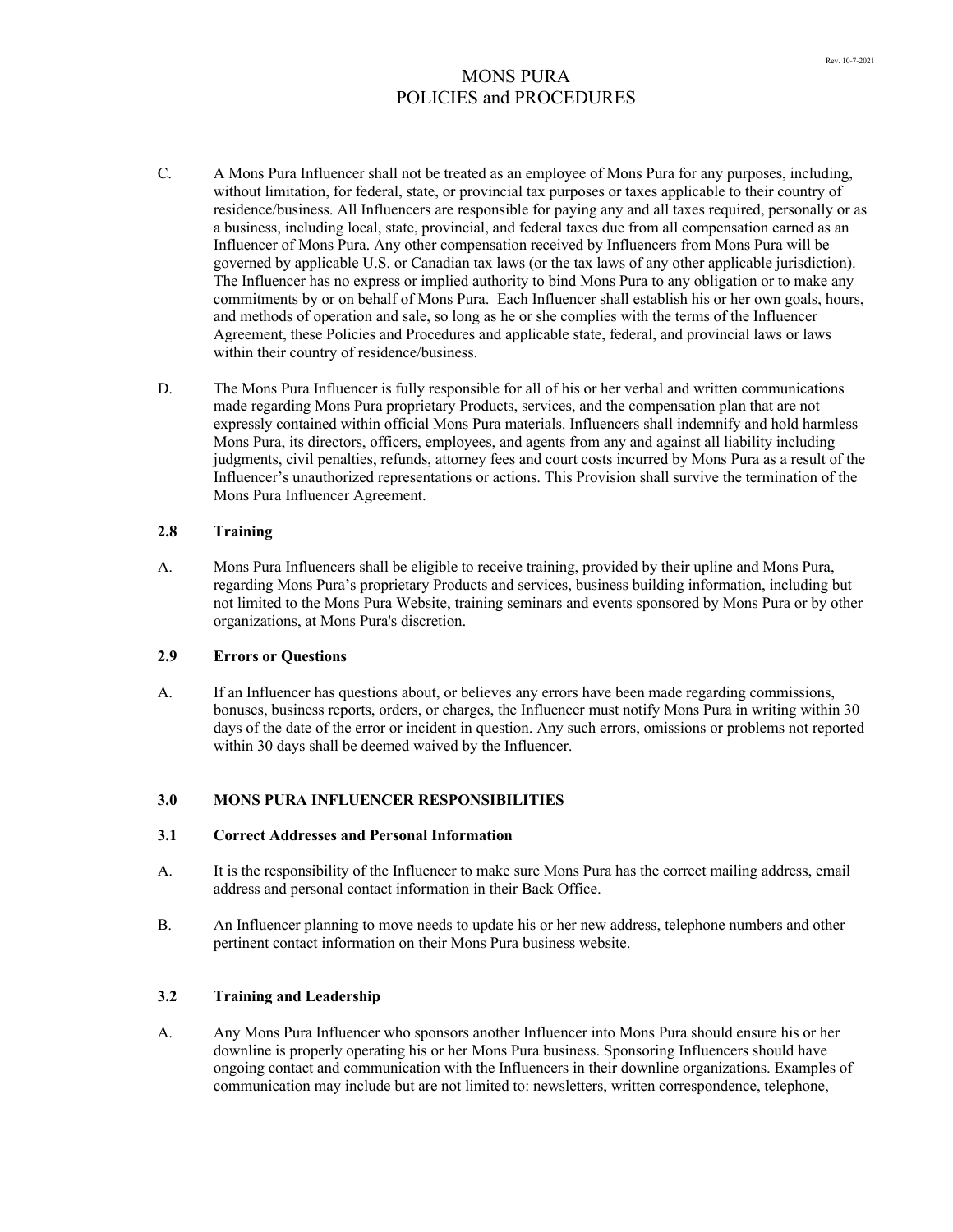C. A Mons Pura Influencer shall not be treated as an employee of Mons Pura for any purposes, including, without limitation, for federal, state, or provincial tax purposes or taxes applicable to their country of residence/business. All Influencers are responsible for paying any and all taxes required, personally or as a business, including local, state, provincial, and federal taxes due from all compensation earned as an Influencer of Mons Pura. Any other compensation received by Influencers from Mons Pura will be governed by applicable U.S. or Canadian tax laws (or the tax laws of any other applicable jurisdiction). The Influencer has no express or implied authority to bind Mons Pura to any obligation or to make any commitments by or on behalf of Mons Pura. Each Influencer shall establish his or her own goals, hours, and methods of operation and sale, so long as he or she complies with the terms of the Influencer Agreement, these Policies and Procedures and applicable state, federal, and provincial laws or laws within their country of residence/business.

D. The Mons Pura Influencer is fully responsible for all of his or her verbal and written communications made regarding Mons Pura proprietary Products, services, and the compensation plan that are not expressly contained within official Mons Pura materials. Influencers shall indemnify and hold harmless Mons Pura, its directors, officers, employees, and agents from any and against all liability including judgments, civil penalties, refunds, attorney fees and court costs incurred by Mons Pura as a result of the Influencer's unauthorized representations or actions. This Provision shall survive the termination of the Mons Pura Influencer Agreement.

### 2.8 Training

A. Mons Pura Influencers shall be eligible to receive training, provided by their upline and Mons Pura, regarding Mons Pura's proprietary Products and services, business building information, including but not limited to the Mons Pura Website, training seminars and events sponsored by Mons Pura or by other organizations, at Mons Pura's discretion.

### 2.9 Errors or Questions

A. If an Influencer has questions about, or believes any errors have been made regarding commissions, bonuses, business reports, orders, or charges, the Influencer must notify Mons Pura in writing within 30 days of the date of the error or incident in question. Any such errors, omissions or problems not reported within 30 days shall be deemed waived by the Influencer.

## 3.0 MONS PURA INFLUENCER RESPONSIBILITIES

### 3.1 Correct Addresses and Personal Information

A. It is the responsibility of the Influencer to make sure Mons Pura has the correct mailing address, email address and personal contact information in their Back Office.

B. An Influencer planning to move needs to update his or her new address, telephone numbers and other pertinent contact information on their Mons Pura business website.

### 3.2 Training and Leadership

A. Any Mons Pura Influencer who sponsors another Influencer into Mons Pura should ensure his or her downline is properly operating his or her Mons Pura business. Sponsoring Influencers should have ongoing contact and communication with the Influencers in their downline organizations. Examples of communication may include but are not limited to: newsletters, written correspondence, telephone,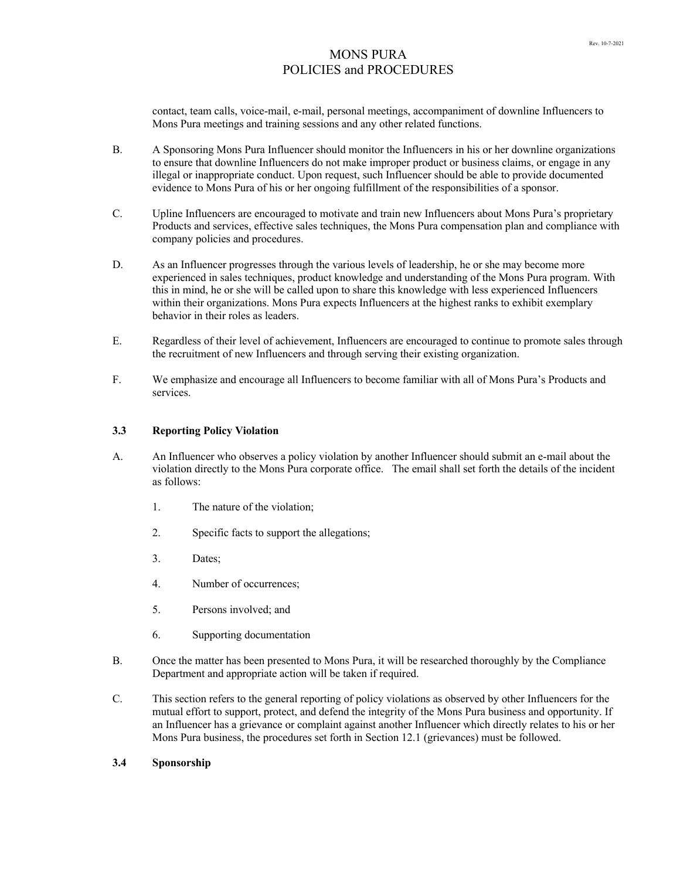contact, team calls, voice-mail, e-mail, personal meetings, accompaniment of downline Influencers to Mons Pura meetings and training sessions and any other related functions.

B. A Sponsoring Mons Pura Influencer should monitor the Influencers in his or her downline organizations to ensure that downline Influencers do not make improper product or business claims, or engage in any illegal or inappropriate conduct. Upon request, such Influencer should be able to provide documented evidence to Mons Pura of his or her ongoing fulfillment of the responsibilities of a sponsor.

C. Upline Influencers are encouraged to motivate and train new Influencers about Mons Pura's proprietary Products and services, effective sales techniques, the Mons Pura compensation plan and compliance with company policies and procedures.

D. As an Influencer progresses through the various levels of leadership, he or she may become more experienced in sales techniques, product knowledge and understanding of the Mons Pura program. With this in mind, he or she will be called upon to share this knowledge with less experienced Influencers within their organizations. Mons Pura expects Influencers at the highest ranks to exhibit exemplary behavior in their roles as leaders.

E. Regardless of their level of achievement, Influencers are encouraged to continue to promote sales through the recruitment of new Influencers and through serving their existing organization.

F. We emphasize and encourage all Influencers to become familiar with all of Mons Pura's Products and services.

### 3.3 Reporting Policy Violation

A. An Influencer who observes a policy violation by another Influencer should submit an e-mail about the violation directly to the Mons Pura corporate office. The email shall set forth the details of the incident as follows:

   1. The nature of the violation;

   2. Specific facts to support the allegations;

   3. Dates;

   4. Number of occurrences;

   5. Persons involved; and

   6. Supporting documentation

B. Once the matter has been presented to Mons Pura, it will be researched thoroughly by the Compliance Department and appropriate action will be taken if required.

C. This section refers to the general reporting of policy violations as observed by other Influencers for the mutual effort to support, protect, and defend the integrity of the Mons Pura business and opportunity. If an Influencer has a grievance or complaint against another Influencer which directly relates to his or her Mons Pura business, the procedures set forth in Section 12.1 (grievances) must be followed.

### 3.4 Sponsorship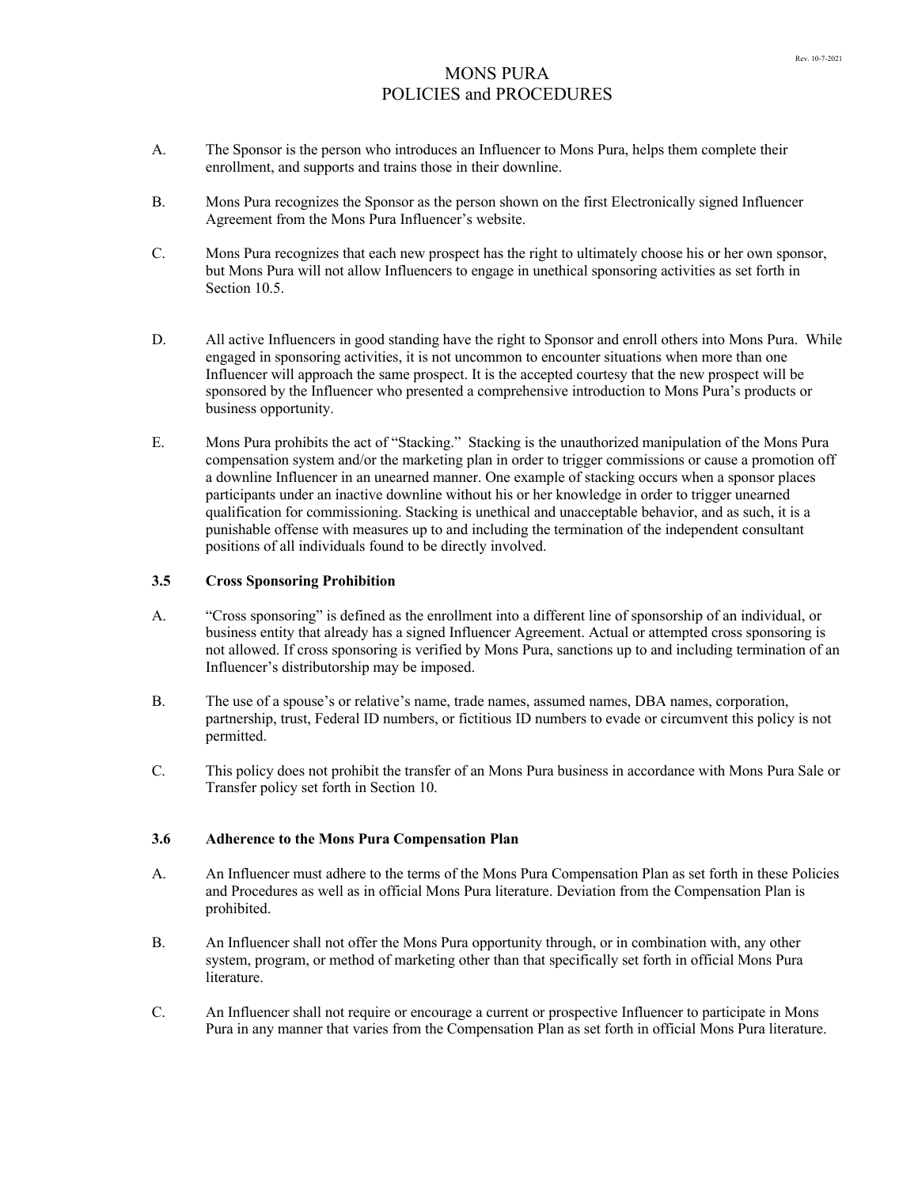A. The Sponsor is the person who introduces an Influencer to Mons Pura, helps them complete their enrollment, and supports and trains those in their downline.

B. Mons Pura recognizes the Sponsor as the person shown on the first Electronically signed Influencer Agreement from the Mons Pura Influencer's website.

C. Mons Pura recognizes that each new prospect has the right to ultimately choose his or her own sponsor, but Mons Pura will not allow Influencers to engage in unethical sponsoring activities as set forth in Section 10.5.

D. All active Influencers in good standing have the right to Sponsor and enroll others into Mons Pura. While engaged in sponsoring activities, it is not uncommon to encounter situations when more than one Influencer will approach the same prospect. It is the accepted courtesy that the new prospect will be sponsored by the Influencer who presented a comprehensive introduction to Mons Pura's products or business opportunity.

E. Mons Pura prohibits the act of "Stacking." Stacking is the unauthorized manipulation of the Mons Pura compensation system and/or the marketing plan in order to trigger commissions or cause a promotion off a downline Influencer in an unearned manner. One example of stacking occurs when a sponsor places participants under an inactive downline without his or her knowledge in order to trigger unearned qualification for commissioning. Stacking is unethical and unacceptable behavior, and as such, it is a punishable offense with measures up to and including the termination of the independent consultant positions of all individuals found to be directly involved.

### 3.5 Cross Sponsoring Prohibition

A. "Cross sponsoring" is defined as the enrollment into a different line of sponsorship of an individual, or business entity that already has a signed Influencer Agreement. Actual or attempted cross sponsoring is not allowed. If cross sponsoring is verified by Mons Pura, sanctions up to and including termination of an Influencer's distributorship may be imposed.

B. The use of a spouse's or relative's name, trade names, assumed names, DBA names, corporation, partnership, trust, Federal ID numbers, or fictitious ID numbers to evade or circumvent this policy is not permitted.

C. This policy does not prohibit the transfer of an Mons Pura business in accordance with Mons Pura Sale or Transfer policy set forth in Section 10.

### 3.6 Adherence to the Mons Pura Compensation Plan

A. An Influencer must adhere to the terms of the Mons Pura Compensation Plan as set forth in these Policies and Procedures as well as in official Mons Pura literature. Deviation from the Compensation Plan is prohibited.

B. An Influencer shall not offer the Mons Pura opportunity through, or in combination with, any other system, program, or method of marketing other than that specifically set forth in official Mons Pura literature.

C. An Influencer shall not require or encourage a current or prospective Influencer to participate in Mons Pura in any manner that varies from the Compensation Plan as set forth in official Mons Pura literature.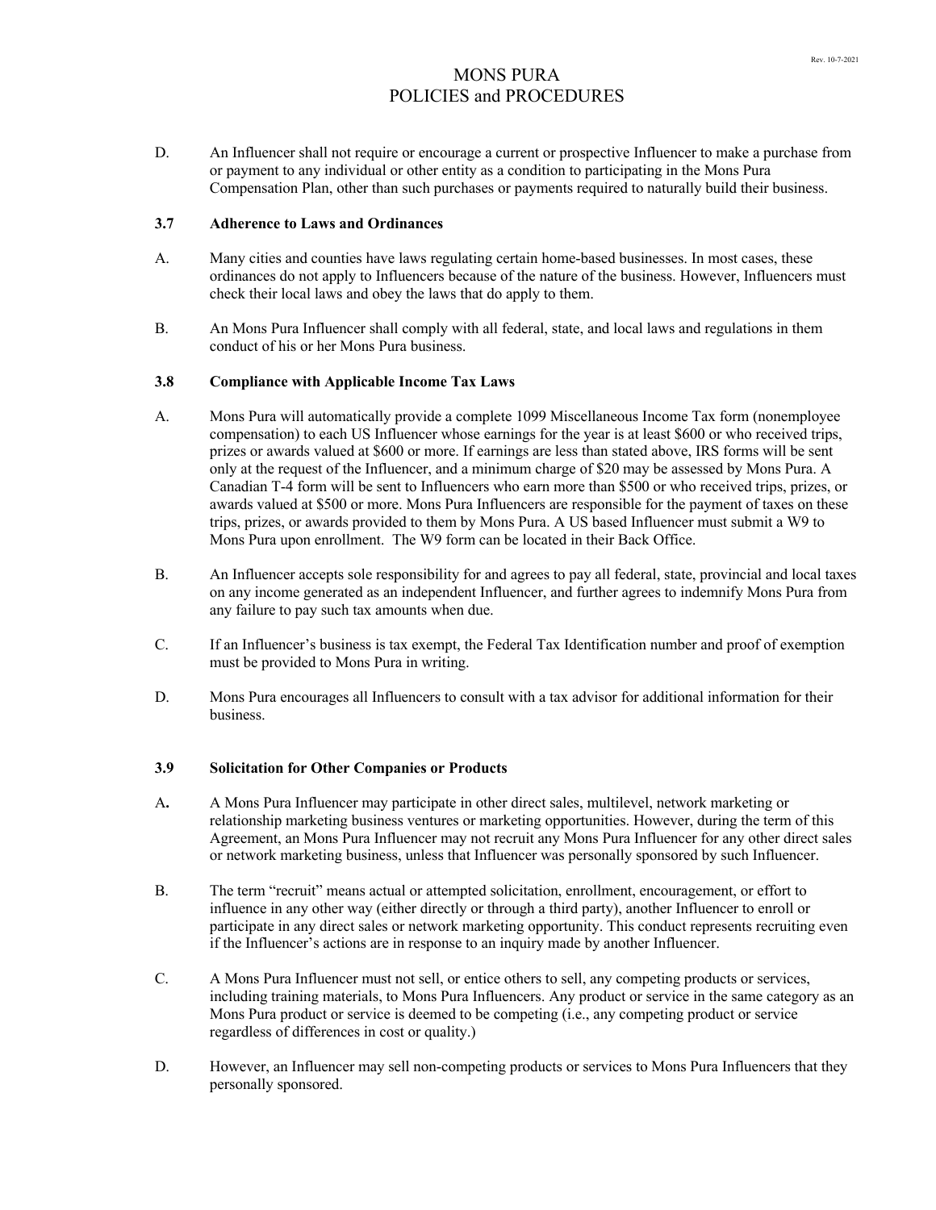D. An Influencer shall not require or encourage a current or prospective Influencer to make a purchase from or payment to any individual or other entity as a condition to participating in the Mons Pura Compensation Plan, other than such purchases or payments required to naturally build their business.

### 3.7 Adherence to Laws and Ordinances

A. Many cities and counties have laws regulating certain home-based businesses. In most cases, these ordinances do not apply to Influencers because of the nature of the business. However, Influencers must check their local laws and obey the laws that do apply to them.

B. An Mons Pura Influencer shall comply with all federal, state, and local laws and regulations in them conduct of his or her Mons Pura business.

### 3.8 Compliance with Applicable Income Tax Laws

A. Mons Pura will automatically provide a complete 1099 Miscellaneous Income Tax form (nonemployee compensation) to each US Influencer whose earnings for the year is at least $600 or who received trips, prizes or awards valued at $600 or more. If earnings are less than stated above, IRS forms will be sent only at the request of the Influencer, and a minimum charge of $20 may be assessed by Mons Pura. A Canadian T-4 form will be sent to Influencers who earn more than $500 or who received trips, prizes, or awards valued at $500 or more. Mons Pura Influencers are responsible for the payment of taxes on these trips, prizes, or awards provided to them by Mons Pura. A US based Influencer must submit a W9 to Mons Pura upon enrollment. The W9 form can be located in their Back Office.

B. An Influencer accepts sole responsibility for and agrees to pay all federal, state, provincial and local taxes on any income generated as an independent Influencer, and further agrees to indemnify Mons Pura from any failure to pay such tax amounts when due.

C. If an Influencer's business is tax exempt, the Federal Tax Identification number and proof of exemption must be provided to Mons Pura in writing.

D. Mons Pura encourages all Influencers to consult with a tax advisor for additional information for their business.

### 3.9 Solicitation for Other Companies or Products

**A.** A Mons Pura Influencer may participate in other direct sales, multilevel, network marketing or relationship marketing business ventures or marketing opportunities. However, during the term of this Agreement, an Mons Pura Influencer may not recruit any Mons Pura Influencer for any other direct sales or network marketing business, unless that Influencer was personally sponsored by such Influencer.

B. The term "recruit" means actual or attempted solicitation, enrollment, encouragement, or effort to influence in any other way (either directly or through a third party), another Influencer to enroll or participate in any direct sales or network marketing opportunity. This conduct represents recruiting even if the Influencer's actions are in response to an inquiry made by another Influencer.

C. A Mons Pura Influencer must not sell, or entice others to sell, any competing products or services, including training materials, to Mons Pura Influencers. Any product or service in the same category as an Mons Pura product or service is deemed to be competing (i.e., any competing product or service regardless of differences in cost or quality.)

D. However, an Influencer may sell non-competing products or services to Mons Pura Influencers that they personally sponsored.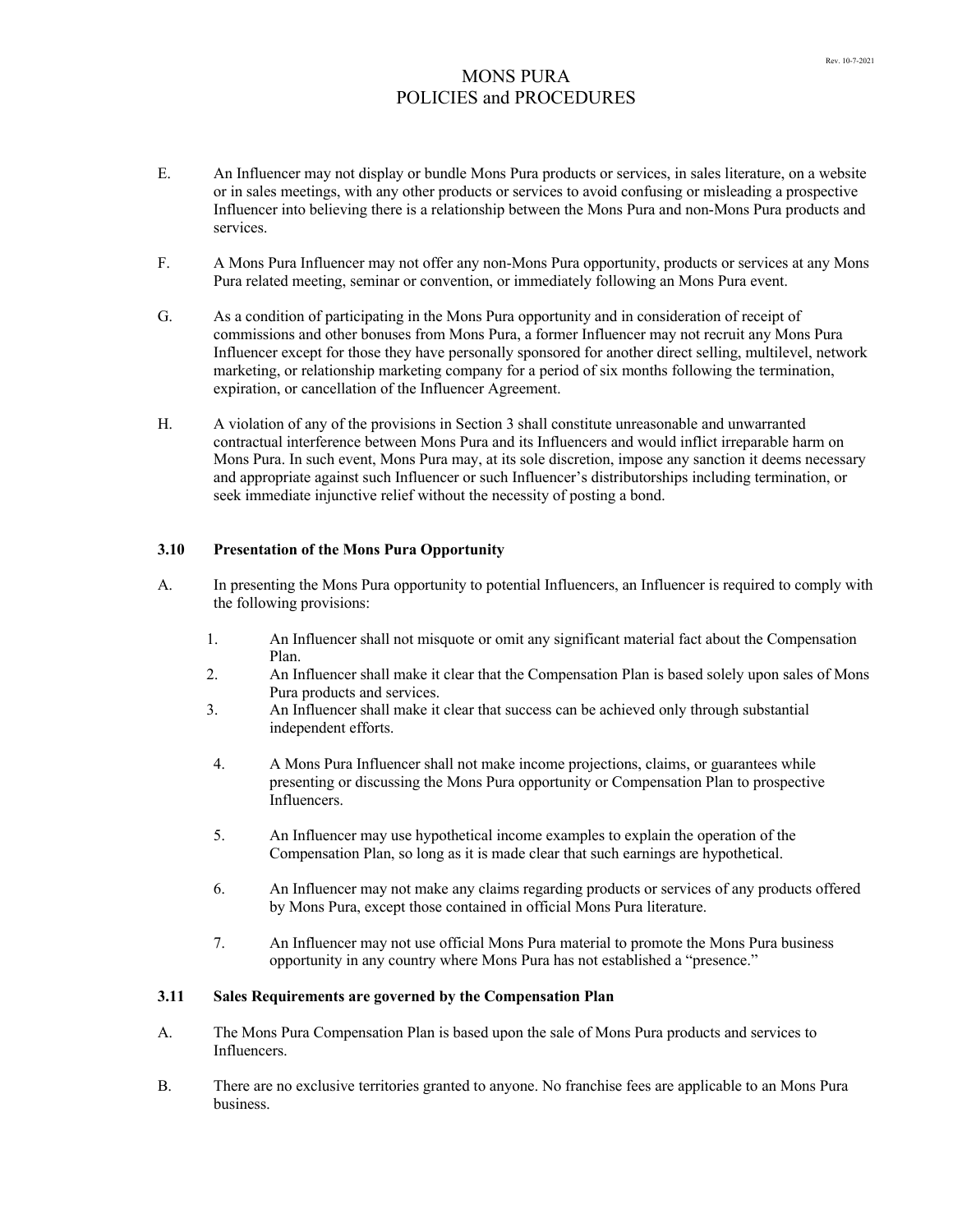E. An Influencer may not display or bundle Mons Pura products or services, in sales literature, on a website or in sales meetings, with any other products or services to avoid confusing or misleading a prospective Influencer into believing there is a relationship between the Mons Pura and non-Mons Pura products and services.

F. A Mons Pura Influencer may not offer any non-Mons Pura opportunity, products or services at any Mons Pura related meeting, seminar or convention, or immediately following an Mons Pura event.

G. As a condition of participating in the Mons Pura opportunity and in consideration of receipt of commissions and other bonuses from Mons Pura, a former Influencer may not recruit any Mons Pura Influencer except for those they have personally sponsored for another direct selling, multilevel, network marketing, or relationship marketing company for a period of six months following the termination, expiration, or cancellation of the Influencer Agreement.

H. A violation of any of the provisions in Section 3 shall constitute unreasonable and unwarranted contractual interference between Mons Pura and its Influencers and would inflict irreparable harm on Mons Pura. In such event, Mons Pura may, at its sole discretion, impose any sanction it deems necessary and appropriate against such Influencer or such Influencer's distributorships including termination, or seek immediate injunctive relief without the necessity of posting a bond.

### 3.10 Presentation of the Mons Pura Opportunity

A. In presenting the Mons Pura opportunity to potential Influencers, an Influencer is required to comply with the following provisions:

1. An Influencer shall not misquote or omit any significant material fact about the Compensation Plan.
2. An Influencer shall make it clear that the Compensation Plan is based solely upon sales of Mons Pura products and services.
3. An Influencer shall make it clear that success can be achieved only through substantial independent efforts.
4. A Mons Pura Influencer shall not make income projections, claims, or guarantees while presenting or discussing the Mons Pura opportunity or Compensation Plan to prospective Influencers.
5. An Influencer may use hypothetical income examples to explain the operation of the Compensation Plan, so long as it is made clear that such earnings are hypothetical.
6. An Influencer may not make any claims regarding products or services of any products offered by Mons Pura, except those contained in official Mons Pura literature.
7. An Influencer may not use official Mons Pura material to promote the Mons Pura business opportunity in any country where Mons Pura has not established a "presence."

### 3.11 Sales Requirements are governed by the Compensation Plan

A. The Mons Pura Compensation Plan is based upon the sale of Mons Pura products and services to Influencers.

B. There are no exclusive territories granted to anyone. No franchise fees are applicable to an Mons Pura business.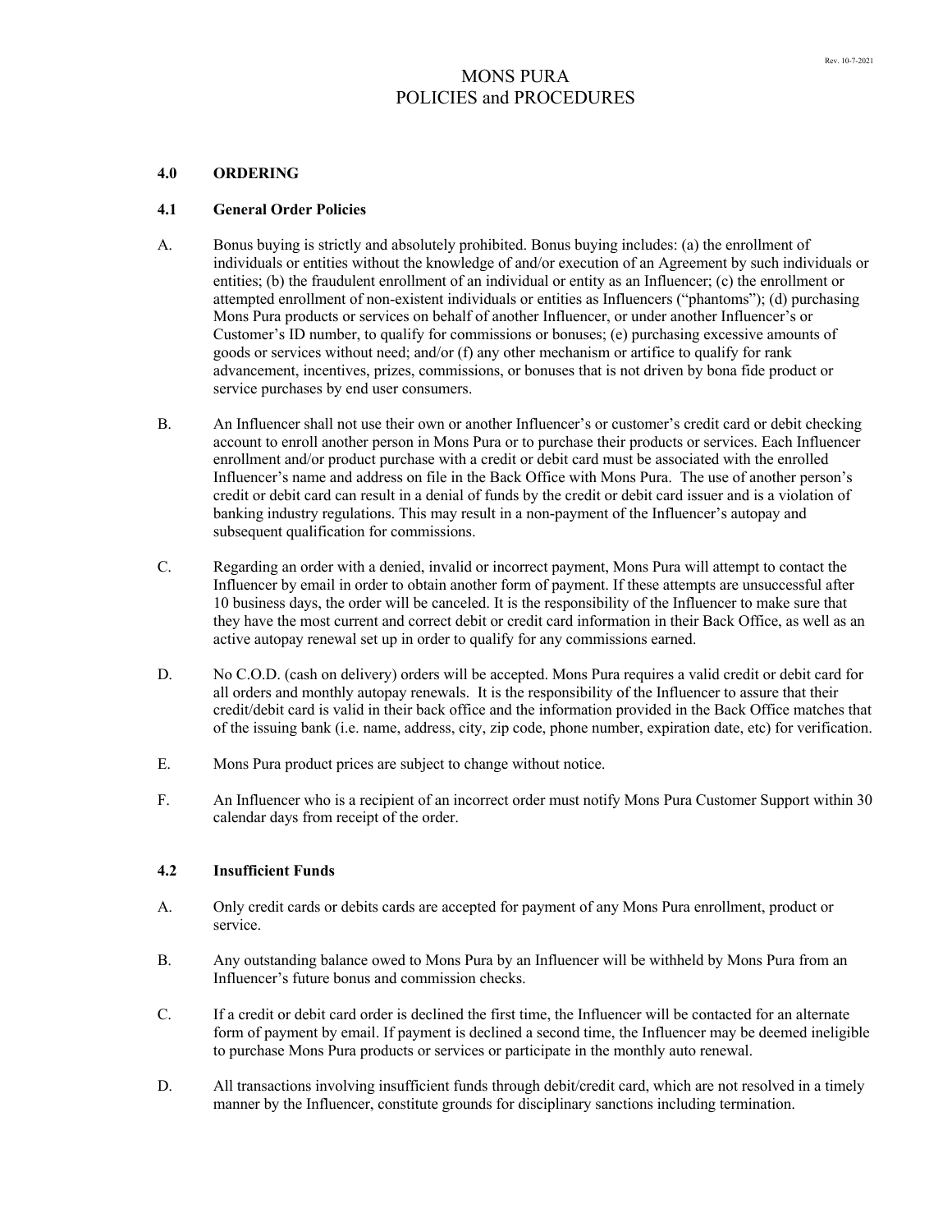# MONS PURA
# POLICIES and PROCEDURES

## 4.0 ORDERING

### 4.1 General Order Policies

A. Bonus buying is strictly and absolutely prohibited. Bonus buying includes: (a) the enrollment of individuals or entities without the knowledge of and/or execution of an Agreement by such individuals or entities; (b) the fraudulent enrollment of an individual or entity as an Influencer; (c) the enrollment or attempted enrollment of non-existent individuals or entities as Influencers ("phantoms"); (d) purchasing Mons Pura products or services on behalf of another Influencer, or under another Influencer's or Customer's ID number, to qualify for commissions or bonuses; (e) purchasing excessive amounts of goods or services without need; and/or (f) any other mechanism or artifice to qualify for rank advancement, incentives, prizes, commissions, or bonuses that is not driven by bona fide product or service purchases by end user consumers.

B. An Influencer shall not use their own or another Influencer's or customer's credit card or debit checking account to enroll another person in Mons Pura or to purchase their products or services. Each Influencer enrollment and/or product purchase with a credit or debit card must be associated with the enrolled Influencer's name and address on file in the Back Office with Mons Pura. The use of another person's credit or debit card can result in a denial of funds by the credit or debit card issuer and is a violation of banking industry regulations. This may result in a non-payment of the Influencer's autopay and subsequent qualification for commissions.

C. Regarding an order with a denied, invalid or incorrect payment, Mons Pura will attempt to contact the Influencer by email in order to obtain another form of payment. If these attempts are unsuccessful after 10 business days, the order will be canceled. It is the responsibility of the Influencer to make sure that they have the most current and correct debit or credit card information in their Back Office, as well as an active autopay renewal set up in order to qualify for any commissions earned.

D. No C.O.D. (cash on delivery) orders will be accepted. Mons Pura requires a valid credit or debit card for all orders and monthly autopay renewals. It is the responsibility of the Influencer to assure that their credit/debit card is valid in their back office and the information provided in the Back Office matches that of the issuing bank (i.e. name, address, city, zip code, phone number, expiration date, etc) for verification.

E. Mons Pura product prices are subject to change without notice.

F. An Influencer who is a recipient of an incorrect order must notify Mons Pura Customer Support within 30 calendar days from receipt of the order.

### 4.2 Insufficient Funds

A. Only credit cards or debits cards are accepted for payment of any Mons Pura enrollment, product or service.

B. Any outstanding balance owed to Mons Pura by an Influencer will be withheld by Mons Pura from an Influencer's future bonus and commission checks.

C. If a credit or debit card order is declined the first time, the Influencer will be contacted for an alternate form of payment by email. If payment is declined a second time, the Influencer may be deemed ineligible to purchase Mons Pura products or services or participate in the monthly auto renewal.

D. All transactions involving insufficient funds through debit/credit card, which are not resolved in a timely manner by the Influencer, constitute grounds for disciplinary sanctions including termination.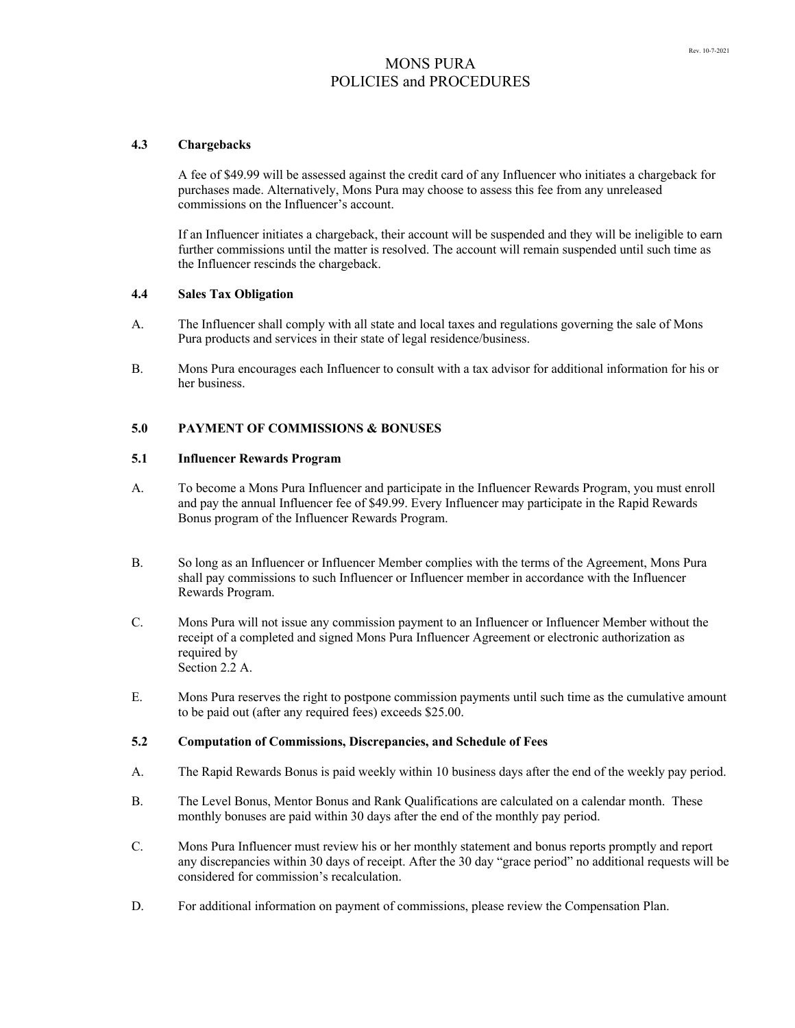### 4.3 Chargebacks

A fee of $49.99 will be assessed against the credit card of any Influencer who initiates a chargeback for purchases made. Alternatively, Mons Pura may choose to assess this fee from any unreleased commissions on the Influencer's account.

If an Influencer initiates a chargeback, their account will be suspended and they will be ineligible to earn further commissions until the matter is resolved. The account will remain suspended until such time as the Influencer rescinds the chargeback.

### 4.4 Sales Tax Obligation

A. The Influencer shall comply with all state and local taxes and regulations governing the sale of Mons Pura products and services in their state of legal residence/business.

B. Mons Pura encourages each Influencer to consult with a tax advisor for additional information for his or her business.

## 5.0 PAYMENT OF COMMISSIONS & BONUSES

### 5.1 Influencer Rewards Program

A. To become a Mons Pura Influencer and participate in the Influencer Rewards Program, you must enroll and pay the annual Influencer fee of $49.99. Every Influencer may participate in the Rapid Rewards Bonus program of the Influencer Rewards Program.

B. So long as an Influencer or Influencer Member complies with the terms of the Agreement, Mons Pura shall pay commissions to such Influencer or Influencer member in accordance with the Influencer Rewards Program.

C. Mons Pura will not issue any commission payment to an Influencer or Influencer Member without the receipt of a completed and signed Mons Pura Influencer Agreement or electronic authorization as required by Section 2.2 A.

E. Mons Pura reserves the right to postpone commission payments until such time as the cumulative amount to be paid out (after any required fees) exceeds $25.00.

### 5.2 Computation of Commissions, Discrepancies, and Schedule of Fees

A. The Rapid Rewards Bonus is paid weekly within 10 business days after the end of the weekly pay period.

B. The Level Bonus, Mentor Bonus and Rank Qualifications are calculated on a calendar month. These monthly bonuses are paid within 30 days after the end of the monthly pay period.

C. Mons Pura Influencer must review his or her monthly statement and bonus reports promptly and report any discrepancies within 30 days of receipt. After the 30 day "grace period" no additional requests will be considered for commission's recalculation.

D. For additional information on payment of commissions, please review the Compensation Plan.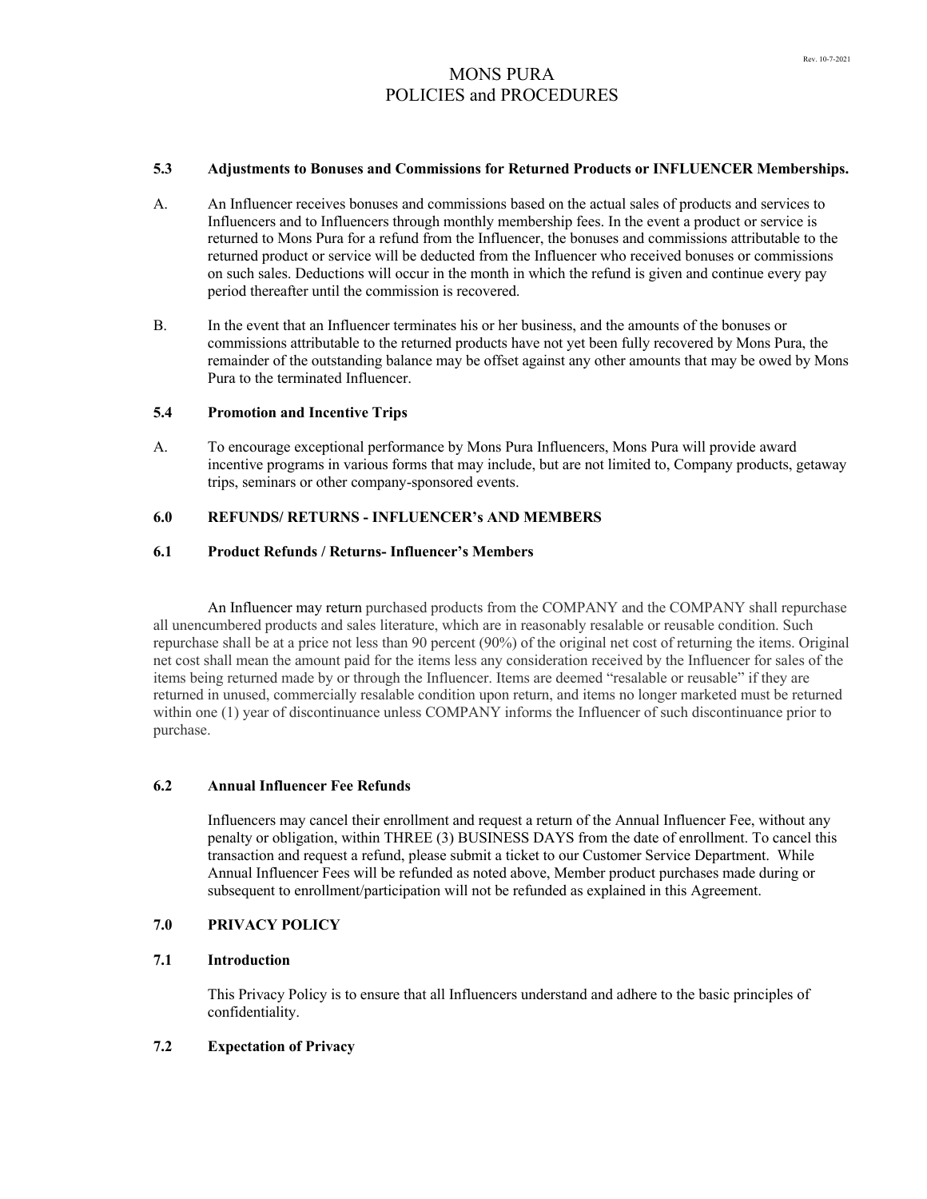### 5.3 Adjustments to Bonuses and Commissions for Returned Products or INFLUENCER Memberships.

A. An Influencer receives bonuses and commissions based on the actual sales of products and services to Influencers and to Influencers through monthly membership fees. In the event a product or service is returned to Mons Pura for a refund from the Influencer, the bonuses and commissions attributable to the returned product or service will be deducted from the Influencer who received bonuses or commissions on such sales. Deductions will occur in the month in which the refund is given and continue every pay period thereafter until the commission is recovered.

B. In the event that an Influencer terminates his or her business, and the amounts of the bonuses or commissions attributable to the returned products have not yet been fully recovered by Mons Pura, the remainder of the outstanding balance may be offset against any other amounts that may be owed by Mons Pura to the terminated Influencer.

### 5.4 Promotion and Incentive Trips

A. To encourage exceptional performance by Mons Pura Influencers, Mons Pura will provide award incentive programs in various forms that may include, but are not limited to, Company products, getaway trips, seminars or other company-sponsored events.

## 6.0 REFUNDS/ RETURNS - INFLUENCER's AND MEMBERS

### 6.1 Product Refunds / Returns- Influencer's Members

An Influencer may return purchased products from the COMPANY and the COMPANY shall repurchase all unencumbered products and sales literature, which are in reasonably resalable or reusable condition. Such repurchase shall be at a price not less than 90 percent (90%) of the original net cost of returning the items. Original net cost shall mean the amount paid for the items less any consideration received by the Influencer for sales of the items being returned made by or through the Influencer. Items are deemed "resalable or reusable" if they are returned in unused, commercially resalable condition upon return, and items no longer marketed must be returned within one (1) year of discontinuance unless COMPANY informs the Influencer of such discontinuance prior to purchase.

### 6.2 Annual Influencer Fee Refunds

Influencers may cancel their enrollment and request a return of the Annual Influencer Fee, without any penalty or obligation, within THREE (3) BUSINESS DAYS from the date of enrollment. To cancel this transaction and request a refund, please submit a ticket to our Customer Service Department. While Annual Influencer Fees will be refunded as noted above, Member product purchases made during or subsequent to enrollment/participation will not be refunded as explained in this Agreement.

## 7.0 PRIVACY POLICY

### 7.1 Introduction

This Privacy Policy is to ensure that all Influencers understand and adhere to the basic principles of confidentiality.

### 7.2 Expectation of Privacy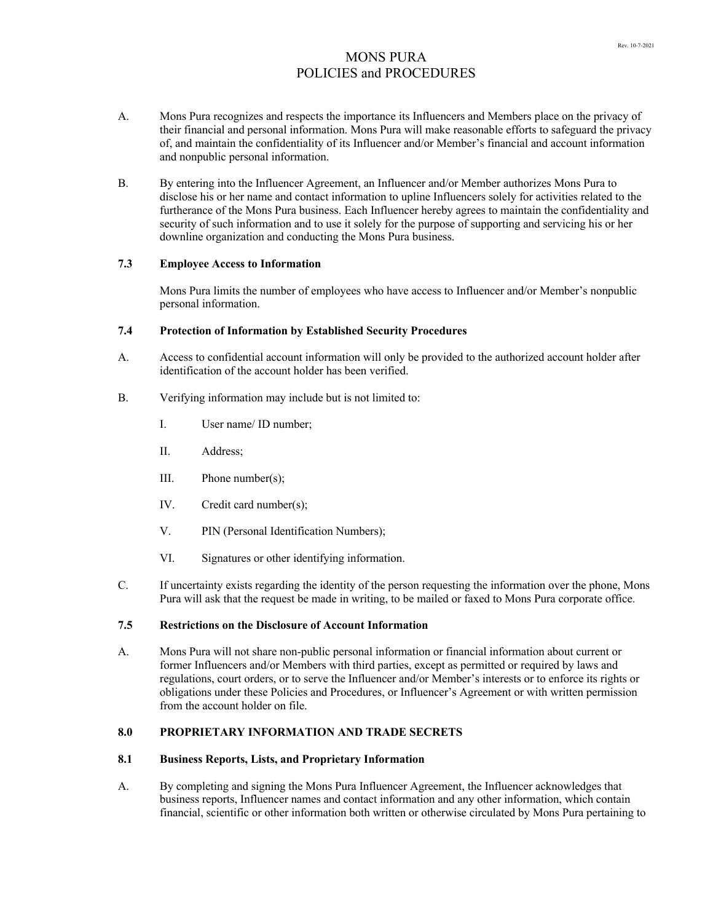A. Mons Pura recognizes and respects the importance its Influencers and Members place on the privacy of their financial and personal information. Mons Pura will make reasonable efforts to safeguard the privacy of, and maintain the confidentiality of its Influencer and/or Member's financial and account information and nonpublic personal information.

B. By entering into the Influencer Agreement, an Influencer and/or Member authorizes Mons Pura to disclose his or her name and contact information to upline Influencers solely for activities related to the furtherance of the Mons Pura business. Each Influencer hereby agrees to maintain the confidentiality and security of such information and to use it solely for the purpose of supporting and servicing his or her downline organization and conducting the Mons Pura business.

### 7.3 Employee Access to Information

Mons Pura limits the number of employees who have access to Influencer and/or Member's nonpublic personal information.

### 7.4 Protection of Information by Established Security Procedures

A. Access to confidential account information will only be provided to the authorized account holder after identification of the account holder has been verified.

B. Verifying information may include but is not limited to:

I. User name/ ID number;

II. Address;

III. Phone number(s);

IV. Credit card number(s);

V. PIN (Personal Identification Numbers);

VI. Signatures or other identifying information.

C. If uncertainty exists regarding the identity of the person requesting the information over the phone, Mons Pura will ask that the request be made in writing, to be mailed or faxed to Mons Pura corporate office.

### 7.5 Restrictions on the Disclosure of Account Information

A. Mons Pura will not share non-public personal information or financial information about current or former Influencers and/or Members with third parties, except as permitted or required by laws and regulations, court orders, or to serve the Influencer and/or Member's interests or to enforce its rights or obligations under these Policies and Procedures, or Influencer's Agreement or with written permission from the account holder on file.

## 8.0 PROPRIETARY INFORMATION AND TRADE SECRETS

### 8.1 Business Reports, Lists, and Proprietary Information

A. By completing and signing the Mons Pura Influencer Agreement, the Influencer acknowledges that business reports, Influencer names and contact information and any other information, which contain financial, scientific or other information both written or otherwise circulated by Mons Pura pertaining to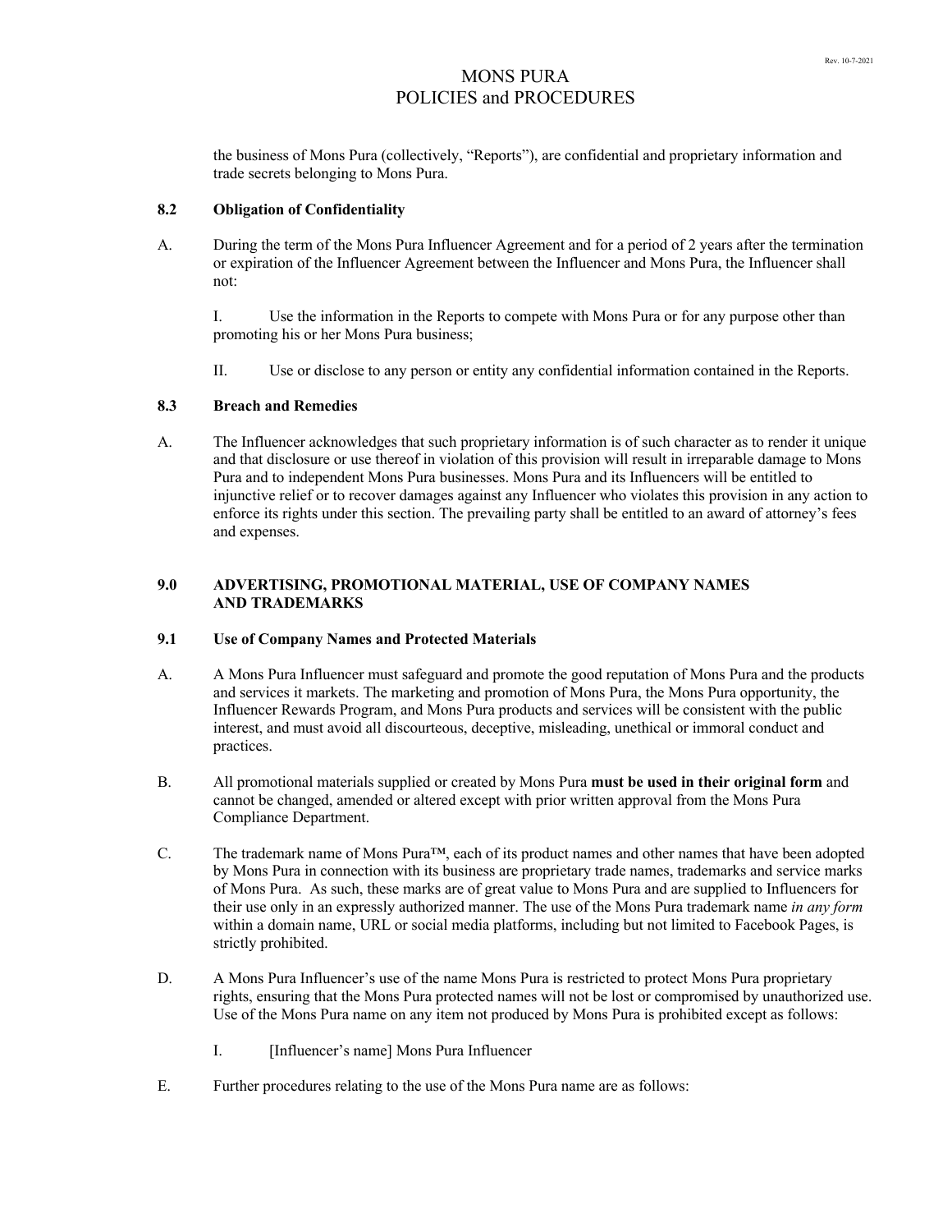the business of Mons Pura (collectively, "Reports"), are confidential and proprietary information and trade secrets belonging to Mons Pura.

### 8.2 Obligation of Confidentiality

A. During the term of the Mons Pura Influencer Agreement and for a period of 2 years after the termination or expiration of the Influencer Agreement between the Influencer and Mons Pura, the Influencer shall not:

I. Use the information in the Reports to compete with Mons Pura or for any purpose other than promoting his or her Mons Pura business;

II. Use or disclose to any person or entity any confidential information contained in the Reports.

### 8.3 Breach and Remedies

A. The Influencer acknowledges that such proprietary information is of such character as to render it unique and that disclosure or use thereof in violation of this provision will result in irreparable damage to Mons Pura and to independent Mons Pura businesses. Mons Pura and its Influencers will be entitled to injunctive relief or to recover damages against any Influencer who violates this provision in any action to enforce its rights under this section. The prevailing party shall be entitled to an award of attorney's fees and expenses.

## 9.0 ADVERTISING, PROMOTIONAL MATERIAL, USE OF COMPANY NAMES AND TRADEMARKS

### 9.1 Use of Company Names and Protected Materials

A. A Mons Pura Influencer must safeguard and promote the good reputation of Mons Pura and the products and services it markets. The marketing and promotion of Mons Pura, the Mons Pura opportunity, the Influencer Rewards Program, and Mons Pura products and services will be consistent with the public interest, and must avoid all discourteous, deceptive, misleading, unethical or immoral conduct and practices.

B. All promotional materials supplied or created by Mons Pura **must be used in their original form** and cannot be changed, amended or altered except with prior written approval from the Mons Pura Compliance Department.

C. The trademark name of Mons Pura™, each of its product names and other names that have been adopted by Mons Pura in connection with its business are proprietary trade names, trademarks and service marks of Mons Pura. As such, these marks are of great value to Mons Pura and are supplied to Influencers for their use only in an expressly authorized manner. The use of the Mons Pura trademark name *in any form* within a domain name, URL or social media platforms, including but not limited to Facebook Pages, is strictly prohibited.

D. A Mons Pura Influencer's use of the name Mons Pura is restricted to protect Mons Pura proprietary rights, ensuring that the Mons Pura protected names will not be lost or compromised by unauthorized use. Use of the Mons Pura name on any item not produced by Mons Pura is prohibited except as follows:

I. [Influencer's name] Mons Pura Influencer

E. Further procedures relating to the use of the Mons Pura name are as follows: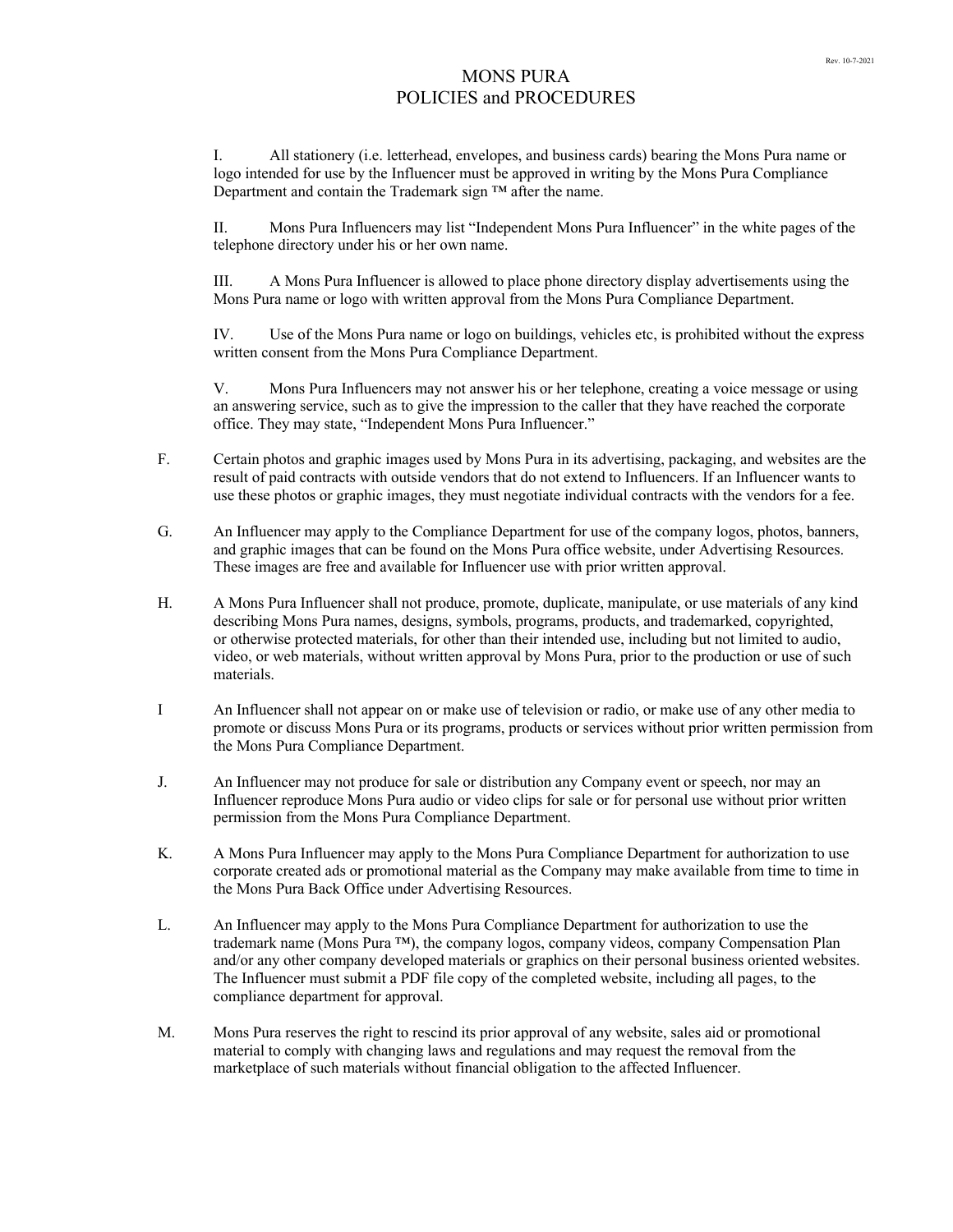# MONS PURA
## POLICIES and PROCEDURES

I. All stationery (i.e. letterhead, envelopes, and business cards) bearing the Mons Pura name or logo intended for use by the Influencer must be approved in writing by the Mons Pura Compliance Department and contain the Trademark sign ™ after the name.

II. Mons Pura Influencers may list "Independent Mons Pura Influencer" in the white pages of the telephone directory under his or her own name.

III. A Mons Pura Influencer is allowed to place phone directory display advertisements using the Mons Pura name or logo with written approval from the Mons Pura Compliance Department.

IV. Use of the Mons Pura name or logo on buildings, vehicles etc, is prohibited without the express written consent from the Mons Pura Compliance Department.

V. Mons Pura Influencers may not answer his or her telephone, creating a voice message or using an answering service, such as to give the impression to the caller that they have reached the corporate office. They may state, "Independent Mons Pura Influencer."

F. Certain photos and graphic images used by Mons Pura in its advertising, packaging, and websites are the result of paid contracts with outside vendors that do not extend to Influencers. If an Influencer wants to use these photos or graphic images, they must negotiate individual contracts with the vendors for a fee.

G. An Influencer may apply to the Compliance Department for use of the company logos, photos, banners, and graphic images that can be found on the Mons Pura office website, under Advertising Resources. These images are free and available for Influencer use with prior written approval.

H. A Mons Pura Influencer shall not produce, promote, duplicate, manipulate, or use materials of any kind describing Mons Pura names, designs, symbols, programs, products, and trademarked, copyrighted, or otherwise protected materials, for other than their intended use, including but not limited to audio, video, or web materials, without written approval by Mons Pura, prior to the production or use of such materials.

I An Influencer shall not appear on or make use of television or radio, or make use of any other media to promote or discuss Mons Pura or its programs, products or services without prior written permission from the Mons Pura Compliance Department.

J. An Influencer may not produce for sale or distribution any Company event or speech, nor may an Influencer reproduce Mons Pura audio or video clips for sale or for personal use without prior written permission from the Mons Pura Compliance Department.

K. A Mons Pura Influencer may apply to the Mons Pura Compliance Department for authorization to use corporate created ads or promotional material as the Company may make available from time to time in the Mons Pura Back Office under Advertising Resources.

L. An Influencer may apply to the Mons Pura Compliance Department for authorization to use the trademark name (Mons Pura ™), the company logos, company videos, company Compensation Plan and/or any other company developed materials or graphics on their personal business oriented websites. The Influencer must submit a PDF file copy of the completed website, including all pages, to the compliance department for approval.

M. Mons Pura reserves the right to rescind its prior approval of any website, sales aid or promotional material to comply with changing laws and regulations and may request the removal from the marketplace of such materials without financial obligation to the affected Influencer.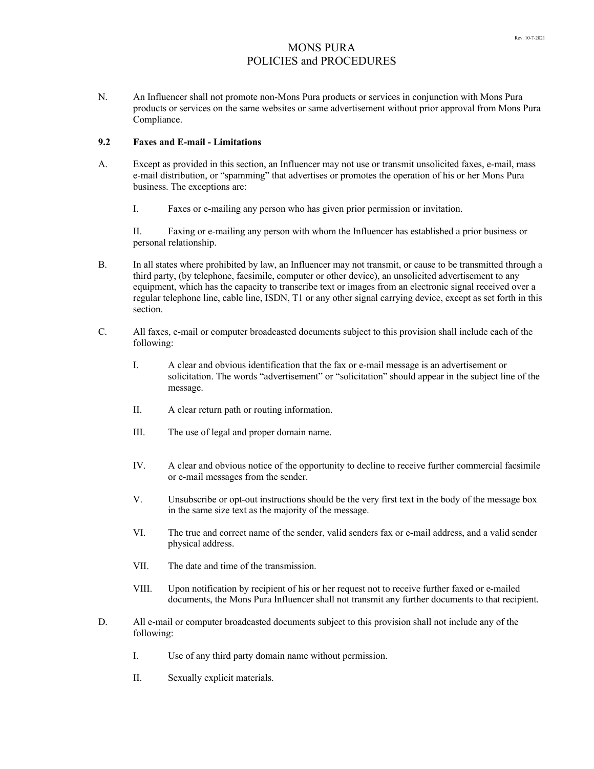N. An Influencer shall not promote non-Mons Pura products or services in conjunction with Mons Pura products or services on the same websites or same advertisement without prior approval from Mons Pura Compliance.

### 9.2 Faxes and E-mail - Limitations

A. Except as provided in this section, an Influencer may not use or transmit unsolicited faxes, e-mail, mass e-mail distribution, or "spamming" that advertises or promotes the operation of his or her Mons Pura business. The exceptions are:

I. Faxes or e-mailing any person who has given prior permission or invitation.

II. Faxing or e-mailing any person with whom the Influencer has established a prior business or personal relationship.

B. In all states where prohibited by law, an Influencer may not transmit, or cause to be transmitted through a third party, (by telephone, facsimile, computer or other device), an unsolicited advertisement to any equipment, which has the capacity to transcribe text or images from an electronic signal received over a regular telephone line, cable line, ISDN, T1 or any other signal carrying device, except as set forth in this section.

C. All faxes, e-mail or computer broadcasted documents subject to this provision shall include each of the following:

I. A clear and obvious identification that the fax or e-mail message is an advertisement or solicitation. The words "advertisement" or "solicitation" should appear in the subject line of the message.

II. A clear return path or routing information.

III. The use of legal and proper domain name.

IV. A clear and obvious notice of the opportunity to decline to receive further commercial facsimile or e-mail messages from the sender.

V. Unsubscribe or opt-out instructions should be the very first text in the body of the message box in the same size text as the majority of the message.

VI. The true and correct name of the sender, valid senders fax or e-mail address, and a valid sender physical address.

VII. The date and time of the transmission.

VIII. Upon notification by recipient of his or her request not to receive further faxed or e-mailed documents, the Mons Pura Influencer shall not transmit any further documents to that recipient.

D. All e-mail or computer broadcasted documents subject to this provision shall not include any of the following:

I. Use of any third party domain name without permission.

II. Sexually explicit materials.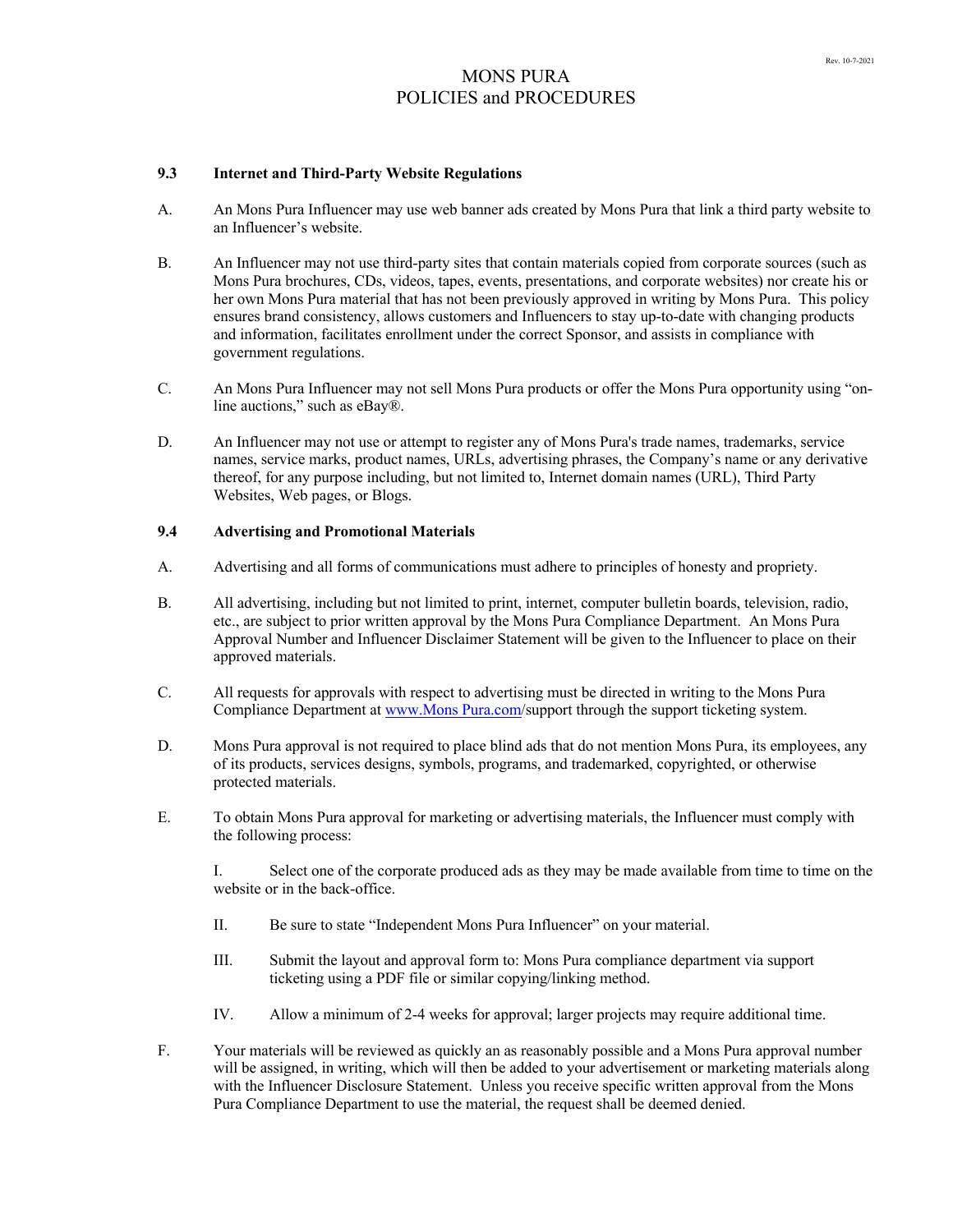# MONS PURA
# POLICIES and PROCEDURES

### 9.3 Internet and Third-Party Website Regulations

A. An Mons Pura Influencer may use web banner ads created by Mons Pura that link a third party website to an Influencer's website.

B. An Influencer may not use third-party sites that contain materials copied from corporate sources (such as Mons Pura brochures, CDs, videos, tapes, events, presentations, and corporate websites) nor create his or her own Mons Pura material that has not been previously approved in writing by Mons Pura. This policy ensures brand consistency, allows customers and Influencers to stay up-to-date with changing products and information, facilitates enrollment under the correct Sponsor, and assists in compliance with government regulations.

C. An Mons Pura Influencer may not sell Mons Pura products or offer the Mons Pura opportunity using "on-line auctions," such as eBay®.

D. An Influencer may not use or attempt to register any of Mons Pura's trade names, trademarks, service names, service marks, product names, URLs, advertising phrases, the Company's name or any derivative thereof, for any purpose including, but not limited to, Internet domain names (URL), Third Party Websites, Web pages, or Blogs.

### 9.4 Advertising and Promotional Materials

A. Advertising and all forms of communications must adhere to principles of honesty and propriety.

B. All advertising, including but not limited to print, internet, computer bulletin boards, television, radio, etc., are subject to prior written approval by the Mons Pura Compliance Department. An Mons Pura Approval Number and Influencer Disclaimer Statement will be given to the Influencer to place on their approved materials.

C. All requests for approvals with respect to advertising must be directed in writing to the Mons Pura Compliance Department at www.Mons Pura.com/support through the support ticketing system.

D. Mons Pura approval is not required to place blind ads that do not mention Mons Pura, its employees, any of its products, services designs, symbols, programs, and trademarked, copyrighted, or otherwise protected materials.

E. To obtain Mons Pura approval for marketing or advertising materials, the Influencer must comply with the following process:

   I. Select one of the corporate produced ads as they may be made available from time to time on the website or in the back-office.

   II. Be sure to state "Independent Mons Pura Influencer" on your material.

   III. Submit the layout and approval form to: Mons Pura compliance department via support ticketing using a PDF file or similar copying/linking method.

   IV. Allow a minimum of 2-4 weeks for approval; larger projects may require additional time.

F. Your materials will be reviewed as quickly an as reasonably possible and a Mons Pura approval number will be assigned, in writing, which will then be added to your advertisement or marketing materials along with the Influencer Disclosure Statement. Unless you receive specific written approval from the Mons Pura Compliance Department to use the material, the request shall be deemed denied.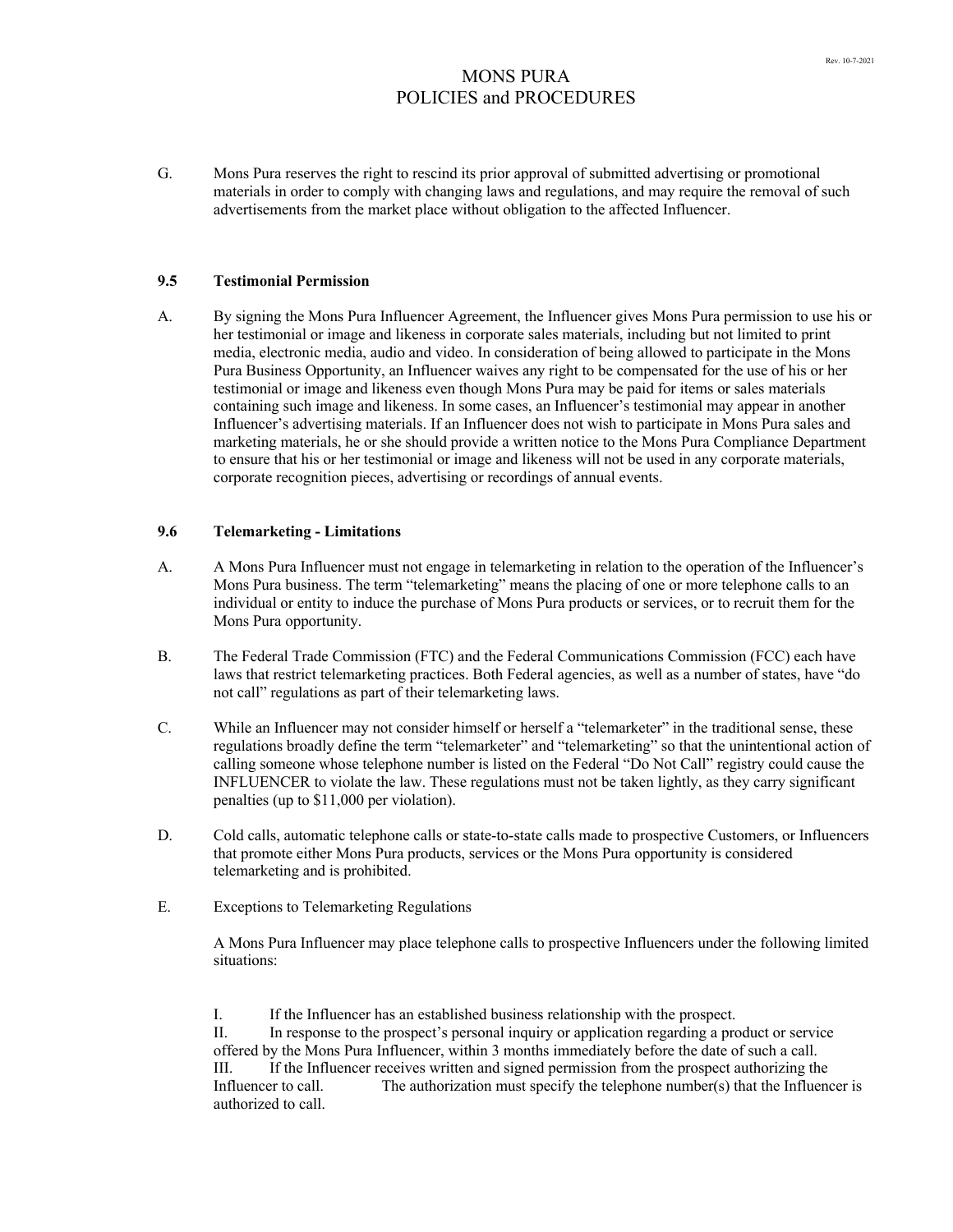G. Mons Pura reserves the right to rescind its prior approval of submitted advertising or promotional materials in order to comply with changing laws and regulations, and may require the removal of such advertisements from the market place without obligation to the affected Influencer.

### 9.5 Testimonial Permission

A. By signing the Mons Pura Influencer Agreement, the Influencer gives Mons Pura permission to use his or her testimonial or image and likeness in corporate sales materials, including but not limited to print media, electronic media, audio and video. In consideration of being allowed to participate in the Mons Pura Business Opportunity, an Influencer waives any right to be compensated for the use of his or her testimonial or image and likeness even though Mons Pura may be paid for items or sales materials containing such image and likeness. In some cases, an Influencer's testimonial may appear in another Influencer's advertising materials. If an Influencer does not wish to participate in Mons Pura sales and marketing materials, he or she should provide a written notice to the Mons Pura Compliance Department to ensure that his or her testimonial or image and likeness will not be used in any corporate materials, corporate recognition pieces, advertising or recordings of annual events.

### 9.6 Telemarketing - Limitations

A. A Mons Pura Influencer must not engage in telemarketing in relation to the operation of the Influencer's Mons Pura business. The term "telemarketing" means the placing of one or more telephone calls to an individual or entity to induce the purchase of Mons Pura products or services, or to recruit them for the Mons Pura opportunity.

B. The Federal Trade Commission (FTC) and the Federal Communications Commission (FCC) each have laws that restrict telemarketing practices. Both Federal agencies, as well as a number of states, have "do not call" regulations as part of their telemarketing laws.

C. While an Influencer may not consider himself or herself a "telemarketer" in the traditional sense, these regulations broadly define the term "telemarketer" and "telemarketing" so that the unintentional action of calling someone whose telephone number is listed on the Federal "Do Not Call" registry could cause the INFLUENCER to violate the law. These regulations must not be taken lightly, as they carry significant penalties (up to $11,000 per violation).

D. Cold calls, automatic telephone calls or state-to-state calls made to prospective Customers, or Influencers that promote either Mons Pura products, services or the Mons Pura opportunity is considered telemarketing and is prohibited.

E. Exceptions to Telemarketing Regulations

A Mons Pura Influencer may place telephone calls to prospective Influencers under the following limited situations:

I. If the Influencer has an established business relationship with the prospect.
II. In response to the prospect's personal inquiry or application regarding a product or service offered by the Mons Pura Influencer, within 3 months immediately before the date of such a call.
III. If the Influencer receives written and signed permission from the prospect authorizing the Influencer to call. The authorization must specify the telephone number(s) that the Influencer is authorized to call.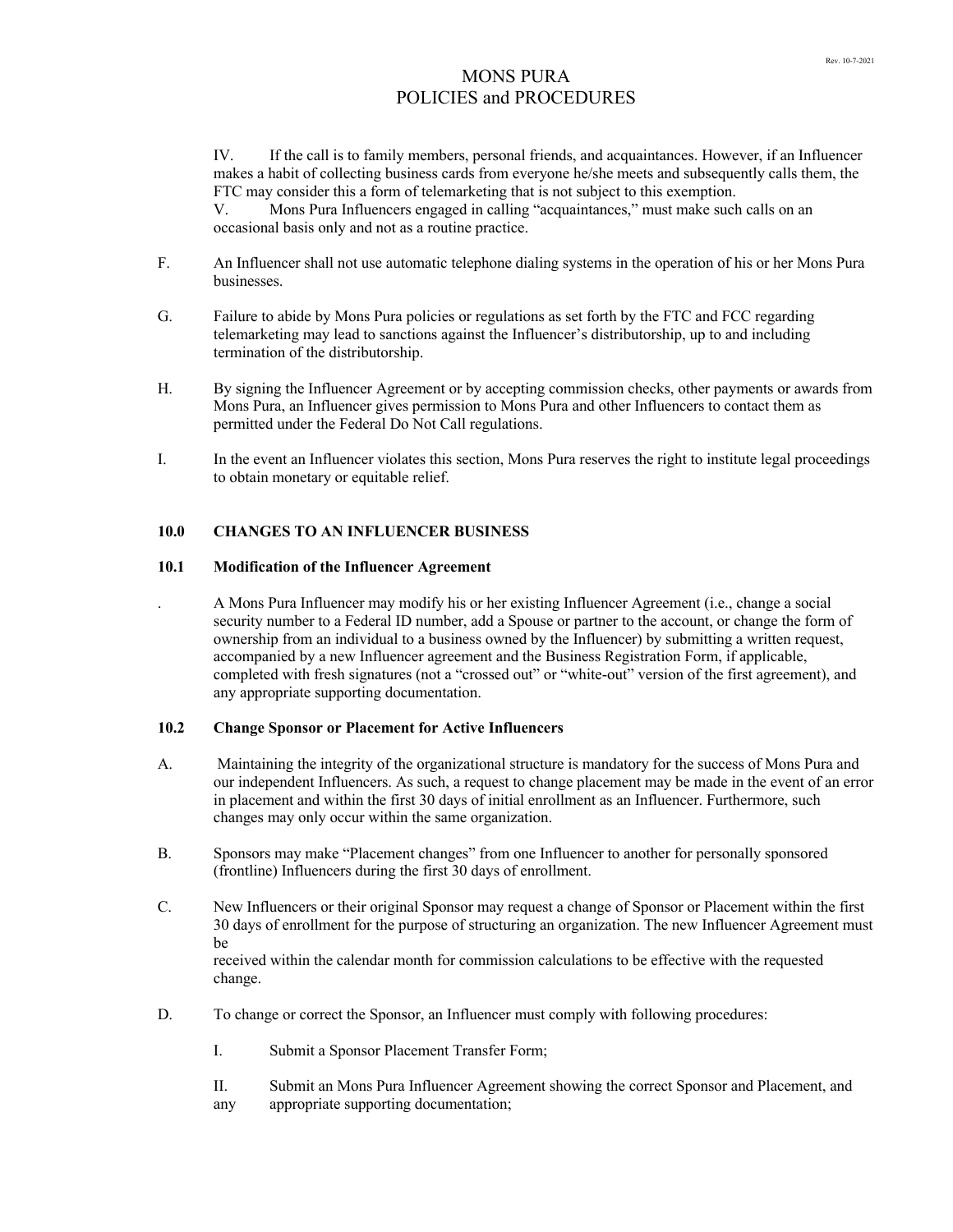IV. If the call is to family members, personal friends, and acquaintances. However, if an Influencer makes a habit of collecting business cards from everyone he/she meets and subsequently calls them, the FTC may consider this a form of telemarketing that is not subject to this exemption.

V. Mons Pura Influencers engaged in calling "acquaintances," must make such calls on an occasional basis only and not as a routine practice.

F. An Influencer shall not use automatic telephone dialing systems in the operation of his or her Mons Pura businesses.

G. Failure to abide by Mons Pura policies or regulations as set forth by the FTC and FCC regarding telemarketing may lead to sanctions against the Influencer's distributorship, up to and including termination of the distributorship.

H. By signing the Influencer Agreement or by accepting commission checks, other payments or awards from Mons Pura, an Influencer gives permission to Mons Pura and other Influencers to contact them as permitted under the Federal Do Not Call regulations.

I. In the event an Influencer violates this section, Mons Pura reserves the right to institute legal proceedings to obtain monetary or equitable relief.

## 10.0 CHANGES TO AN INFLUENCER BUSINESS

### 10.1 Modification of the Influencer Agreement

. A Mons Pura Influencer may modify his or her existing Influencer Agreement (i.e., change a social security number to a Federal ID number, add a Spouse or partner to the account, or change the form of ownership from an individual to a business owned by the Influencer) by submitting a written request, accompanied by a new Influencer agreement and the Business Registration Form, if applicable, completed with fresh signatures (not a "crossed out" or "white-out" version of the first agreement), and any appropriate supporting documentation.

### 10.2 Change Sponsor or Placement for Active Influencers

A. Maintaining the integrity of the organizational structure is mandatory for the success of Mons Pura and our independent Influencers. As such, a request to change placement may be made in the event of an error in placement and within the first 30 days of initial enrollment as an Influencer. Furthermore, such changes may only occur within the same organization.

B. Sponsors may make "Placement changes" from one Influencer to another for personally sponsored (frontline) Influencers during the first 30 days of enrollment.

C. New Influencers or their original Sponsor may request a change of Sponsor or Placement within the first 30 days of enrollment for the purpose of structuring an organization. The new Influencer Agreement must be received within the calendar month for commission calculations to be effective with the requested change.

D. To change or correct the Sponsor, an Influencer must comply with following procedures:

I. Submit a Sponsor Placement Transfer Form;

II. Submit an Mons Pura Influencer Agreement showing the correct Sponsor and Placement, and any appropriate supporting documentation;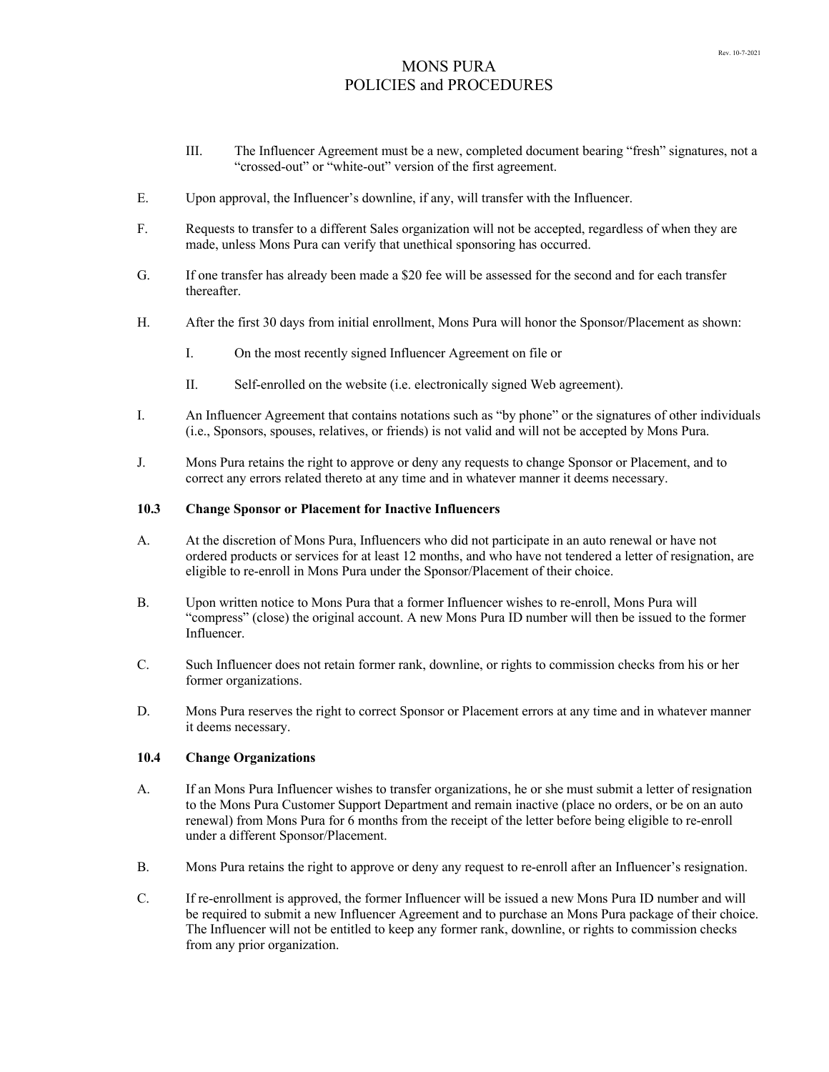III. The Influencer Agreement must be a new, completed document bearing "fresh" signatures, not a "crossed-out" or "white-out" version of the first agreement.

E. Upon approval, the Influencer's downline, if any, will transfer with the Influencer.

F. Requests to transfer to a different Sales organization will not be accepted, regardless of when they are made, unless Mons Pura can verify that unethical sponsoring has occurred.

G. If one transfer has already been made a $20 fee will be assessed for the second and for each transfer thereafter.

H. After the first 30 days from initial enrollment, Mons Pura will honor the Sponsor/Placement as shown:

   I. On the most recently signed Influencer Agreement on file or

   II. Self-enrolled on the website (i.e. electronically signed Web agreement).

I. An Influencer Agreement that contains notations such as "by phone" or the signatures of other individuals (i.e., Sponsors, spouses, relatives, or friends) is not valid and will not be accepted by Mons Pura.

J. Mons Pura retains the right to approve or deny any requests to change Sponsor or Placement, and to correct any errors related thereto at any time and in whatever manner it deems necessary.

### 10.3 Change Sponsor or Placement for Inactive Influencers

A. At the discretion of Mons Pura, Influencers who did not participate in an auto renewal or have not ordered products or services for at least 12 months, and who have not tendered a letter of resignation, are eligible to re-enroll in Mons Pura under the Sponsor/Placement of their choice.

B. Upon written notice to Mons Pura that a former Influencer wishes to re-enroll, Mons Pura will "compress" (close) the original account. A new Mons Pura ID number will then be issued to the former Influencer.

C. Such Influencer does not retain former rank, downline, or rights to commission checks from his or her former organizations.

D. Mons Pura reserves the right to correct Sponsor or Placement errors at any time and in whatever manner it deems necessary.

### 10.4 Change Organizations

A. If an Mons Pura Influencer wishes to transfer organizations, he or she must submit a letter of resignation to the Mons Pura Customer Support Department and remain inactive (place no orders, or be on an auto renewal) from Mons Pura for 6 months from the receipt of the letter before being eligible to re-enroll under a different Sponsor/Placement.

B. Mons Pura retains the right to approve or deny any request to re-enroll after an Influencer's resignation.

C. If re-enrollment is approved, the former Influencer will be issued a new Mons Pura ID number and will be required to submit a new Influencer Agreement and to purchase an Mons Pura package of their choice. The Influencer will not be entitled to keep any former rank, downline, or rights to commission checks from any prior organization.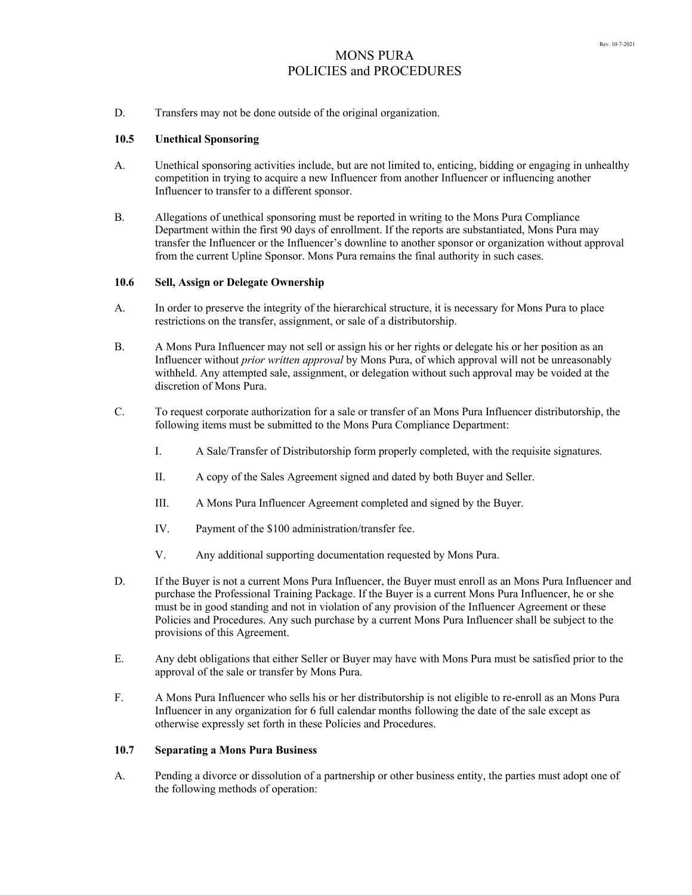D. Transfers may not be done outside of the original organization.

### 10.5 Unethical Sponsoring

A. Unethical sponsoring activities include, but are not limited to, enticing, bidding or engaging in unhealthy competition in trying to acquire a new Influencer from another Influencer or influencing another Influencer to transfer to a different sponsor.

B. Allegations of unethical sponsoring must be reported in writing to the Mons Pura Compliance Department within the first 90 days of enrollment. If the reports are substantiated, Mons Pura may transfer the Influencer or the Influencer's downline to another sponsor or organization without approval from the current Upline Sponsor. Mons Pura remains the final authority in such cases.

### 10.6 Sell, Assign or Delegate Ownership

A. In order to preserve the integrity of the hierarchical structure, it is necessary for Mons Pura to place restrictions on the transfer, assignment, or sale of a distributorship.

B. A Mons Pura Influencer may not sell or assign his or her rights or delegate his or her position as an Influencer without *prior written approval* by Mons Pura, of which approval will not be unreasonably withheld. Any attempted sale, assignment, or delegation without such approval may be voided at the discretion of Mons Pura.

C. To request corporate authorization for a sale or transfer of an Mons Pura Influencer distributorship, the following items must be submitted to the Mons Pura Compliance Department:

  I. A Sale/Transfer of Distributorship form properly completed, with the requisite signatures.

  II. A copy of the Sales Agreement signed and dated by both Buyer and Seller.

  III. A Mons Pura Influencer Agreement completed and signed by the Buyer.

  IV. Payment of the $100 administration/transfer fee.

  V. Any additional supporting documentation requested by Mons Pura.

D. If the Buyer is not a current Mons Pura Influencer, the Buyer must enroll as an Mons Pura Influencer and purchase the Professional Training Package. If the Buyer is a current Mons Pura Influencer, he or she must be in good standing and not in violation of any provision of the Influencer Agreement or these Policies and Procedures. Any such purchase by a current Mons Pura Influencer shall be subject to the provisions of this Agreement.

E. Any debt obligations that either Seller or Buyer may have with Mons Pura must be satisfied prior to the approval of the sale or transfer by Mons Pura.

F. A Mons Pura Influencer who sells his or her distributorship is not eligible to re-enroll as an Mons Pura Influencer in any organization for 6 full calendar months following the date of the sale except as otherwise expressly set forth in these Policies and Procedures.

### 10.7 Separating a Mons Pura Business

A. Pending a divorce or dissolution of a partnership or other business entity, the parties must adopt one of the following methods of operation: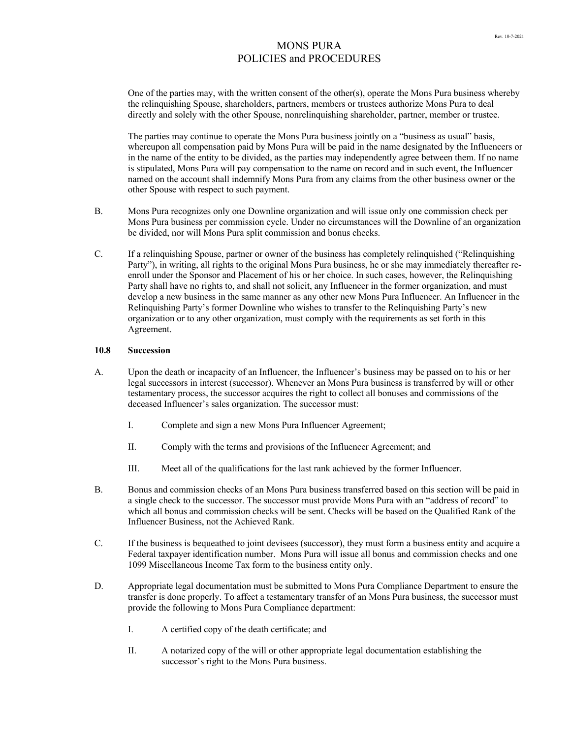One of the parties may, with the written consent of the other(s), operate the Mons Pura business whereby the relinquishing Spouse, shareholders, partners, members or trustees authorize Mons Pura to deal directly and solely with the other Spouse, nonrelinquishing shareholder, partner, member or trustee.

The parties may continue to operate the Mons Pura business jointly on a "business as usual" basis, whereupon all compensation paid by Mons Pura will be paid in the name designated by the Influencers or in the name of the entity to be divided, as the parties may independently agree between them. If no name is stipulated, Mons Pura will pay compensation to the name on record and in such event, the Influencer named on the account shall indemnify Mons Pura from any claims from the other business owner or the other Spouse with respect to such payment.

B. Mons Pura recognizes only one Downline organization and will issue only one commission check per Mons Pura business per commission cycle. Under no circumstances will the Downline of an organization be divided, nor will Mons Pura split commission and bonus checks.

C. If a relinquishing Spouse, partner or owner of the business has completely relinquished ("Relinquishing Party"), in writing, all rights to the original Mons Pura business, he or she may immediately thereafter re-enroll under the Sponsor and Placement of his or her choice. In such cases, however, the Relinquishing Party shall have no rights to, and shall not solicit, any Influencer in the former organization, and must develop a new business in the same manner as any other new Mons Pura Influencer. An Influencer in the Relinquishing Party's former Downline who wishes to transfer to the Relinquishing Party's new organization or to any other organization, must comply with the requirements as set forth in this Agreement.

### 10.8 Succession

A. Upon the death or incapacity of an Influencer, the Influencer's business may be passed on to his or her legal successors in interest (successor). Whenever an Mons Pura business is transferred by will or other testamentary process, the successor acquires the right to collect all bonuses and commissions of the deceased Influencer's sales organization. The successor must:

  I. Complete and sign a new Mons Pura Influencer Agreement;

  II. Comply with the terms and provisions of the Influencer Agreement; and

  III. Meet all of the qualifications for the last rank achieved by the former Influencer.

B. Bonus and commission checks of an Mons Pura business transferred based on this section will be paid in a single check to the successor. The successor must provide Mons Pura with an "address of record" to which all bonus and commission checks will be sent. Checks will be based on the Qualified Rank of the Influencer Business, not the Achieved Rank.

C. If the business is bequeathed to joint devisees (successor), they must form a business entity and acquire a Federal taxpayer identification number. Mons Pura will issue all bonus and commission checks and one 1099 Miscellaneous Income Tax form to the business entity only.

D. Appropriate legal documentation must be submitted to Mons Pura Compliance Department to ensure the transfer is done properly. To affect a testamentary transfer of an Mons Pura business, the successor must provide the following to Mons Pura Compliance department:

  I. A certified copy of the death certificate; and

  II. A notarized copy of the will or other appropriate legal documentation establishing the successor's right to the Mons Pura business.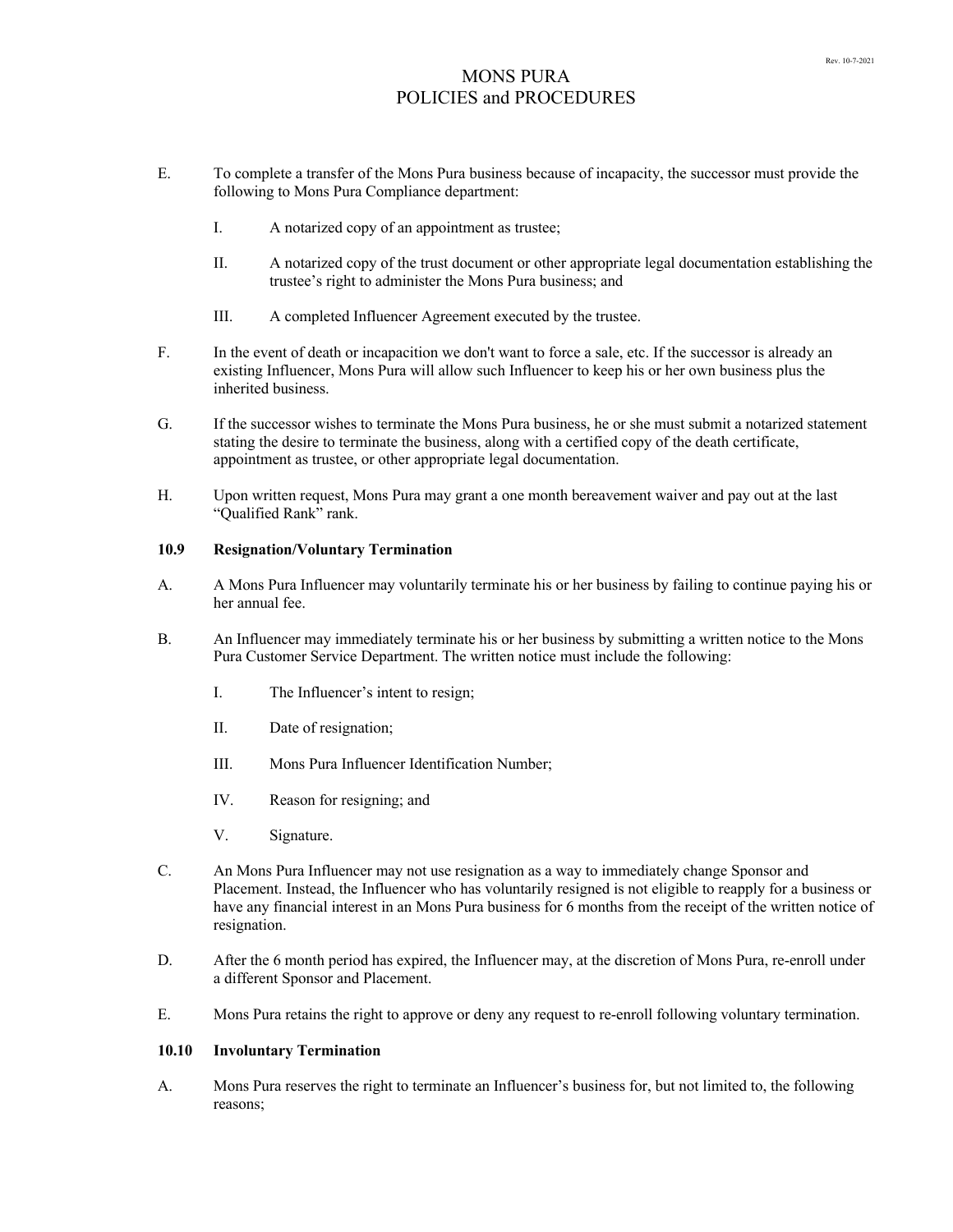E. To complete a transfer of the Mons Pura business because of incapacity, the successor must provide the following to Mons Pura Compliance department:

   I. A notarized copy of an appointment as trustee;

   II. A notarized copy of the trust document or other appropriate legal documentation establishing the trustee's right to administer the Mons Pura business; and

   III. A completed Influencer Agreement executed by the trustee.

F. In the event of death or incapacition we don't want to force a sale, etc. If the successor is already an existing Influencer, Mons Pura will allow such Influencer to keep his or her own business plus the inherited business.

G. If the successor wishes to terminate the Mons Pura business, he or she must submit a notarized statement stating the desire to terminate the business, along with a certified copy of the death certificate, appointment as trustee, or other appropriate legal documentation.

H. Upon written request, Mons Pura may grant a one month bereavement waiver and pay out at the last "Qualified Rank" rank.

**10.9 Resignation/Voluntary Termination**

A. A Mons Pura Influencer may voluntarily terminate his or her business by failing to continue paying his or her annual fee.

B. An Influencer may immediately terminate his or her business by submitting a written notice to the Mons Pura Customer Service Department. The written notice must include the following:

   I. The Influencer's intent to resign;

   II. Date of resignation;

   III. Mons Pura Influencer Identification Number;

   IV. Reason for resigning; and

   V. Signature.

C. An Mons Pura Influencer may not use resignation as a way to immediately change Sponsor and Placement. Instead, the Influencer who has voluntarily resigned is not eligible to reapply for a business or have any financial interest in an Mons Pura business for 6 months from the receipt of the written notice of resignation.

D. After the 6 month period has expired, the Influencer may, at the discretion of Mons Pura, re-enroll under a different Sponsor and Placement.

E. Mons Pura retains the right to approve or deny any request to re-enroll following voluntary termination.

**10.10 Involuntary Termination**

A. Mons Pura reserves the right to terminate an Influencer's business for, but not limited to, the following reasons;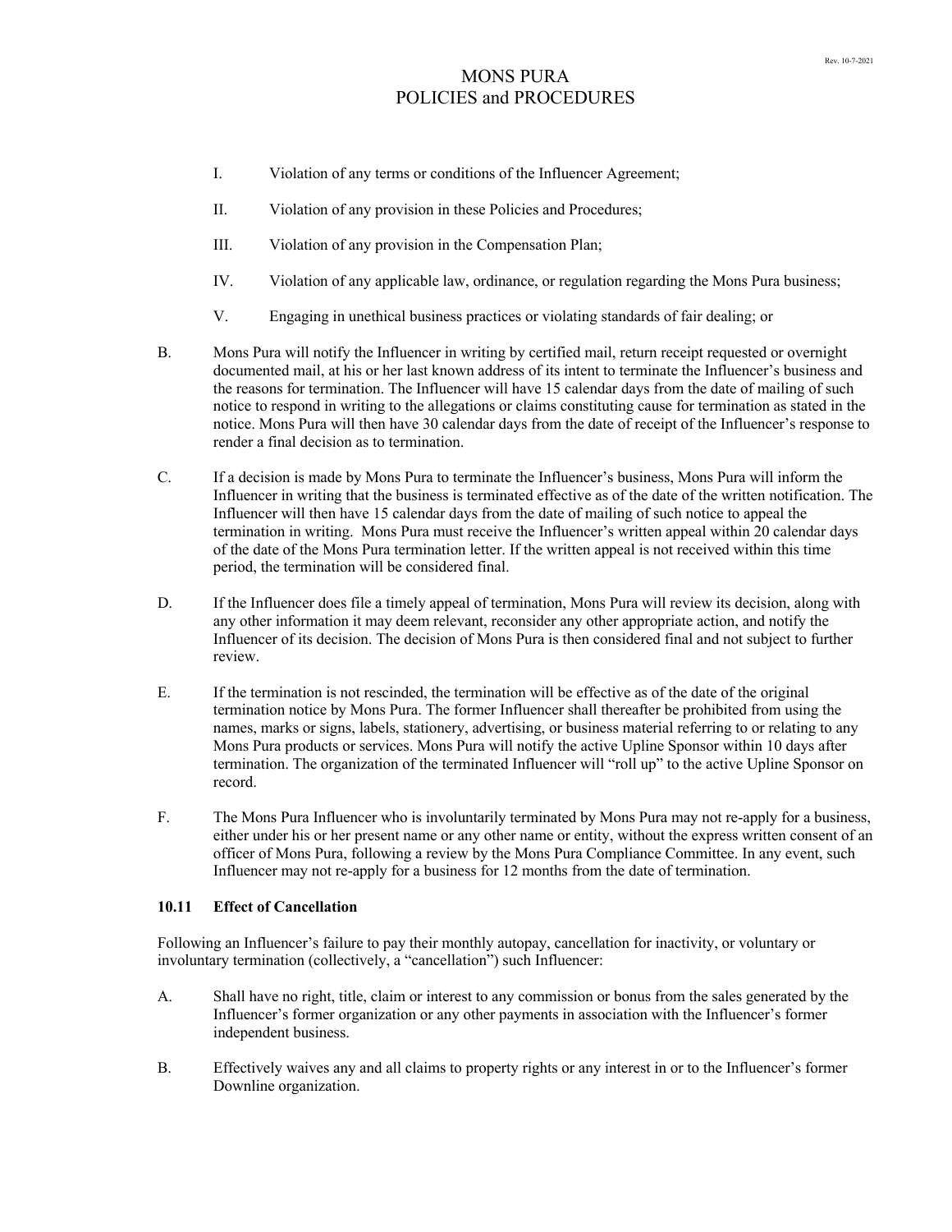I. Violation of any terms or conditions of the Influencer Agreement;

II. Violation of any provision in these Policies and Procedures;

III. Violation of any provision in the Compensation Plan;

IV. Violation of any applicable law, ordinance, or regulation regarding the Mons Pura business;

V. Engaging in unethical business practices or violating standards of fair dealing; or

B. Mons Pura will notify the Influencer in writing by certified mail, return receipt requested or overnight documented mail, at his or her last known address of its intent to terminate the Influencer's business and the reasons for termination. The Influencer will have 15 calendar days from the date of mailing of such notice to respond in writing to the allegations or claims constituting cause for termination as stated in the notice. Mons Pura will then have 30 calendar days from the date of receipt of the Influencer's response to render a final decision as to termination.

C. If a decision is made by Mons Pura to terminate the Influencer's business, Mons Pura will inform the Influencer in writing that the business is terminated effective as of the date of the written notification. The Influencer will then have 15 calendar days from the date of mailing of such notice to appeal the termination in writing. Mons Pura must receive the Influencer's written appeal within 20 calendar days of the date of the Mons Pura termination letter. If the written appeal is not received within this time period, the termination will be considered final.

D. If the Influencer does file a timely appeal of termination, Mons Pura will review its decision, along with any other information it may deem relevant, reconsider any other appropriate action, and notify the Influencer of its decision. The decision of Mons Pura is then considered final and not subject to further review.

E. If the termination is not rescinded, the termination will be effective as of the date of the original termination notice by Mons Pura. The former Influencer shall thereafter be prohibited from using the names, marks or signs, labels, stationery, advertising, or business material referring to or relating to any Mons Pura products or services. Mons Pura will notify the active Upline Sponsor within 10 days after termination. The organization of the terminated Influencer will "roll up" to the active Upline Sponsor on record.

F. The Mons Pura Influencer who is involuntarily terminated by Mons Pura may not re-apply for a business, either under his or her present name or any other name or entity, without the express written consent of an officer of Mons Pura, following a review by the Mons Pura Compliance Committee. In any event, such Influencer may not re-apply for a business for 12 months from the date of termination.

### 10.11 Effect of Cancellation

Following an Influencer's failure to pay their monthly autopay, cancellation for inactivity, or voluntary or involuntary termination (collectively, a "cancellation") such Influencer:

A. Shall have no right, title, claim or interest to any commission or bonus from the sales generated by the Influencer's former organization or any other payments in association with the Influencer's former independent business.

B. Effectively waives any and all claims to property rights or any interest in or to the Influencer's former Downline organization.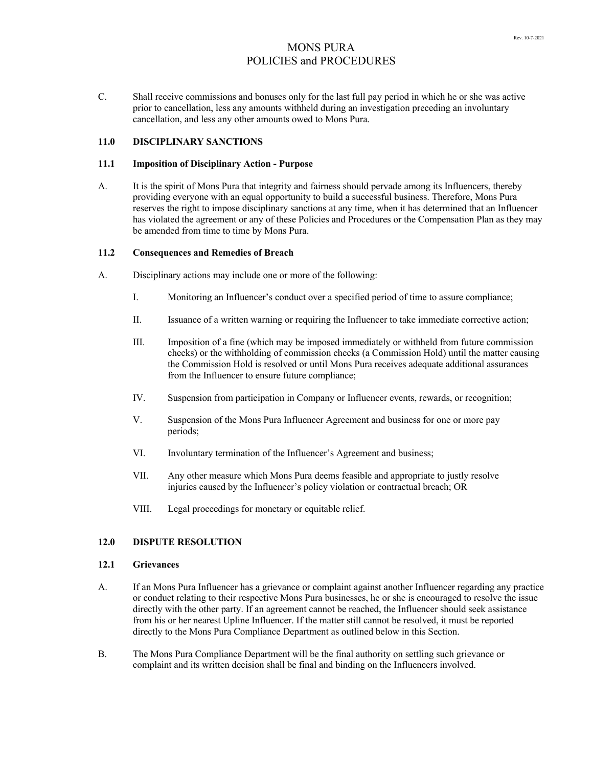C. Shall receive commissions and bonuses only for the last full pay period in which he or she was active prior to cancellation, less any amounts withheld during an investigation preceding an involuntary cancellation, and less any other amounts owed to Mons Pura.

## 11.0 DISCIPLINARY SANCTIONS

### 11.1 Imposition of Disciplinary Action - Purpose

A. It is the spirit of Mons Pura that integrity and fairness should pervade among its Influencers, thereby providing everyone with an equal opportunity to build a successful business. Therefore, Mons Pura reserves the right to impose disciplinary sanctions at any time, when it has determined that an Influencer has violated the agreement or any of these Policies and Procedures or the Compensation Plan as they may be amended from time to time by Mons Pura.

### 11.2 Consequences and Remedies of Breach

A. Disciplinary actions may include one or more of the following:

I. Monitoring an Influencer's conduct over a specified period of time to assure compliance;

II. Issuance of a written warning or requiring the Influencer to take immediate corrective action;

III. Imposition of a fine (which may be imposed immediately or withheld from future commission checks) or the withholding of commission checks (a Commission Hold) until the matter causing the Commission Hold is resolved or until Mons Pura receives adequate additional assurances from the Influencer to ensure future compliance;

IV. Suspension from participation in Company or Influencer events, rewards, or recognition;

V. Suspension of the Mons Pura Influencer Agreement and business for one or more pay periods;

VI. Involuntary termination of the Influencer's Agreement and business;

VII. Any other measure which Mons Pura deems feasible and appropriate to justly resolve injuries caused by the Influencer's policy violation or contractual breach; OR

VIII. Legal proceedings for monetary or equitable relief.

## 12.0 DISPUTE RESOLUTION

### 12.1 Grievances

A. If an Mons Pura Influencer has a grievance or complaint against another Influencer regarding any practice or conduct relating to their respective Mons Pura businesses, he or she is encouraged to resolve the issue directly with the other party. If an agreement cannot be reached, the Influencer should seek assistance from his or her nearest Upline Influencer. If the matter still cannot be resolved, it must be reported directly to the Mons Pura Compliance Department as outlined below in this Section.

B. The Mons Pura Compliance Department will be the final authority on settling such grievance or complaint and its written decision shall be final and binding on the Influencers involved.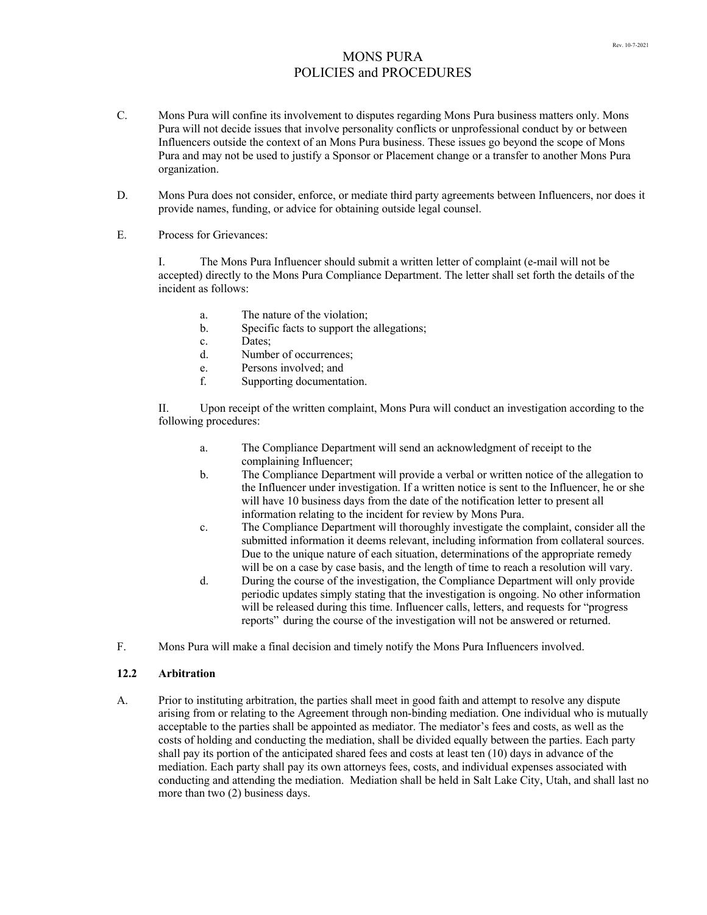C. Mons Pura will confine its involvement to disputes regarding Mons Pura business matters only. Mons Pura will not decide issues that involve personality conflicts or unprofessional conduct by or between Influencers outside the context of an Mons Pura business. These issues go beyond the scope of Mons Pura and may not be used to justify a Sponsor or Placement change or a transfer to another Mons Pura organization.

D. Mons Pura does not consider, enforce, or mediate third party agreements between Influencers, nor does it provide names, funding, or advice for obtaining outside legal counsel.

E. Process for Grievances:

I. The Mons Pura Influencer should submit a written letter of complaint (e-mail will not be accepted) directly to the Mons Pura Compliance Department. The letter shall set forth the details of the incident as follows:

- a. The nature of the violation;
- b. Specific facts to support the allegations;
- c. Dates;
- d. Number of occurrences;
- e. Persons involved; and
- f. Supporting documentation.

II. Upon receipt of the written complaint, Mons Pura will conduct an investigation according to the following procedures:

- a. The Compliance Department will send an acknowledgment of receipt to the complaining Influencer;
- b. The Compliance Department will provide a verbal or written notice of the allegation to the Influencer under investigation. If a written notice is sent to the Influencer, he or she will have 10 business days from the date of the notification letter to present all information relating to the incident for review by Mons Pura.
- c. The Compliance Department will thoroughly investigate the complaint, consider all the submitted information it deems relevant, including information from collateral sources. Due to the unique nature of each situation, determinations of the appropriate remedy will be on a case by case basis, and the length of time to reach a resolution will vary.
- d. During the course of the investigation, the Compliance Department will only provide periodic updates simply stating that the investigation is ongoing. No other information will be released during this time. Influencer calls, letters, and requests for "progress reports" during the course of the investigation will not be answered or returned.

F. Mons Pura will make a final decision and timely notify the Mons Pura Influencers involved.

### 12.2 Arbitration

A. Prior to instituting arbitration, the parties shall meet in good faith and attempt to resolve any dispute arising from or relating to the Agreement through non-binding mediation. One individual who is mutually acceptable to the parties shall be appointed as mediator. The mediator's fees and costs, as well as the costs of holding and conducting the mediation, shall be divided equally between the parties. Each party shall pay its portion of the anticipated shared fees and costs at least ten (10) days in advance of the mediation. Each party shall pay its own attorneys fees, costs, and individual expenses associated with conducting and attending the mediation. Mediation shall be held in Salt Lake City, Utah, and shall last no more than two (2) business days.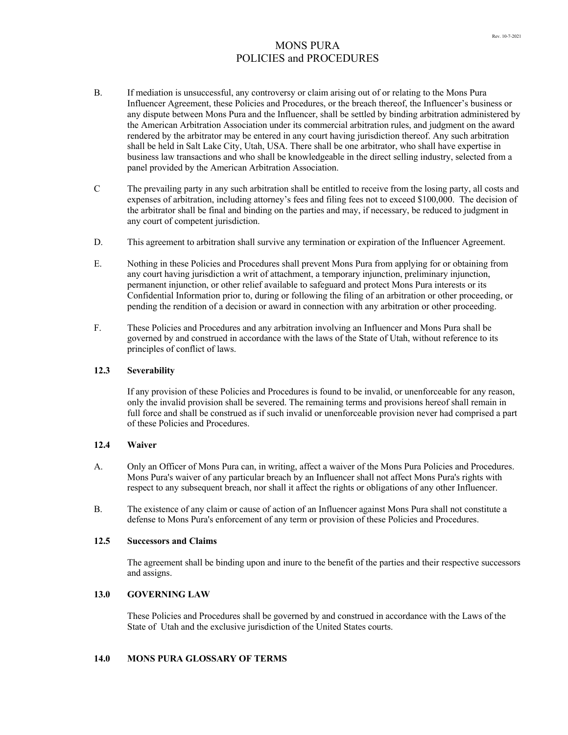B. If mediation is unsuccessful, any controversy or claim arising out of or relating to the Mons Pura Influencer Agreement, these Policies and Procedures, or the breach thereof, the Influencer's business or any dispute between Mons Pura and the Influencer, shall be settled by binding arbitration administered by the American Arbitration Association under its commercial arbitration rules, and judgment on the award rendered by the arbitrator may be entered in any court having jurisdiction thereof. Any such arbitration shall be held in Salt Lake City, Utah, USA. There shall be one arbitrator, who shall have expertise in business law transactions and who shall be knowledgeable in the direct selling industry, selected from a panel provided by the American Arbitration Association.

C The prevailing party in any such arbitration shall be entitled to receive from the losing party, all costs and expenses of arbitration, including attorney's fees and filing fees not to exceed $100,000. The decision of the arbitrator shall be final and binding on the parties and may, if necessary, be reduced to judgment in any court of competent jurisdiction.

D. This agreement to arbitration shall survive any termination or expiration of the Influencer Agreement.

E. Nothing in these Policies and Procedures shall prevent Mons Pura from applying for or obtaining from any court having jurisdiction a writ of attachment, a temporary injunction, preliminary injunction, permanent injunction, or other relief available to safeguard and protect Mons Pura interests or its Confidential Information prior to, during or following the filing of an arbitration or other proceeding, or pending the rendition of a decision or award in connection with any arbitration or other proceeding.

F. These Policies and Procedures and any arbitration involving an Influencer and Mons Pura shall be governed by and construed in accordance with the laws of the State of Utah, without reference to its principles of conflict of laws.

### 12.3 Severability

If any provision of these Policies and Procedures is found to be invalid, or unenforceable for any reason, only the invalid provision shall be severed. The remaining terms and provisions hereof shall remain in full force and shall be construed as if such invalid or unenforceable provision never had comprised a part of these Policies and Procedures.

### 12.4 Waiver

A. Only an Officer of Mons Pura can, in writing, affect a waiver of the Mons Pura Policies and Procedures. Mons Pura's waiver of any particular breach by an Influencer shall not affect Mons Pura's rights with respect to any subsequent breach, nor shall it affect the rights or obligations of any other Influencer.

B. The existence of any claim or cause of action of an Influencer against Mons Pura shall not constitute a defense to Mons Pura's enforcement of any term or provision of these Policies and Procedures.

### 12.5 Successors and Claims

The agreement shall be binding upon and inure to the benefit of the parties and their respective successors and assigns.

## 13.0 GOVERNING LAW

These Policies and Procedures shall be governed by and construed in accordance with the Laws of the State of Utah and the exclusive jurisdiction of the United States courts.

## 14.0 MONS PURA GLOSSARY OF TERMS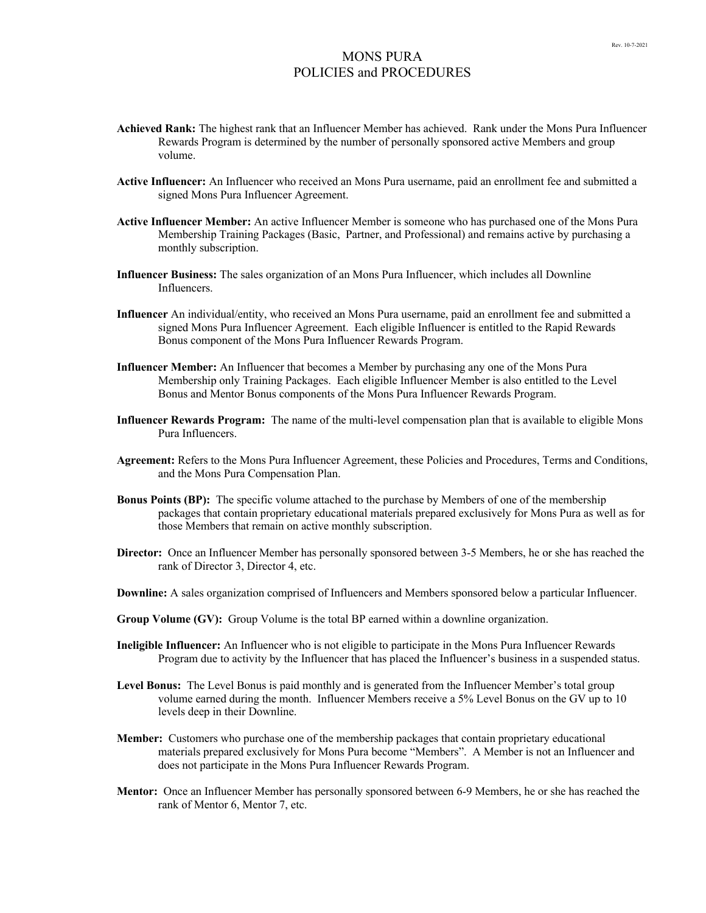# MONS PURA
# POLICIES and PROCEDURES

**Achieved Rank:** The highest rank that an Influencer Member has achieved. Rank under the Mons Pura Influencer Rewards Program is determined by the number of personally sponsored active Members and group volume.

**Active Influencer:** An Influencer who received an Mons Pura username, paid an enrollment fee and submitted a signed Mons Pura Influencer Agreement.

**Active Influencer Member:** An active Influencer Member is someone who has purchased one of the Mons Pura Membership Training Packages (Basic, Partner, and Professional) and remains active by purchasing a monthly subscription.

**Influencer Business:** The sales organization of an Mons Pura Influencer, which includes all Downline Influencers.

**Influencer** An individual/entity, who received an Mons Pura username, paid an enrollment fee and submitted a signed Mons Pura Influencer Agreement. Each eligible Influencer is entitled to the Rapid Rewards Bonus component of the Mons Pura Influencer Rewards Program.

**Influencer Member:** An Influencer that becomes a Member by purchasing any one of the Mons Pura Membership only Training Packages. Each eligible Influencer Member is also entitled to the Level Bonus and Mentor Bonus components of the Mons Pura Influencer Rewards Program.

**Influencer Rewards Program:** The name of the multi-level compensation plan that is available to eligible Mons Pura Influencers.

**Agreement:** Refers to the Mons Pura Influencer Agreement, these Policies and Procedures, Terms and Conditions, and the Mons Pura Compensation Plan.

**Bonus Points (BP):** The specific volume attached to the purchase by Members of one of the membership packages that contain proprietary educational materials prepared exclusively for Mons Pura as well as for those Members that remain on active monthly subscription.

**Director:** Once an Influencer Member has personally sponsored between 3-5 Members, he or she has reached the rank of Director 3, Director 4, etc.

**Downline:** A sales organization comprised of Influencers and Members sponsored below a particular Influencer.

**Group Volume (GV):** Group Volume is the total BP earned within a downline organization.

**Ineligible Influencer:** An Influencer who is not eligible to participate in the Mons Pura Influencer Rewards Program due to activity by the Influencer that has placed the Influencer's business in a suspended status.

**Level Bonus:** The Level Bonus is paid monthly and is generated from the Influencer Member's total group volume earned during the month. Influencer Members receive a 5% Level Bonus on the GV up to 10 levels deep in their Downline.

**Member:** Customers who purchase one of the membership packages that contain proprietary educational materials prepared exclusively for Mons Pura become "Members". A Member is not an Influencer and does not participate in the Mons Pura Influencer Rewards Program.

**Mentor:** Once an Influencer Member has personally sponsored between 6-9 Members, he or she has reached the rank of Mentor 6, Mentor 7, etc.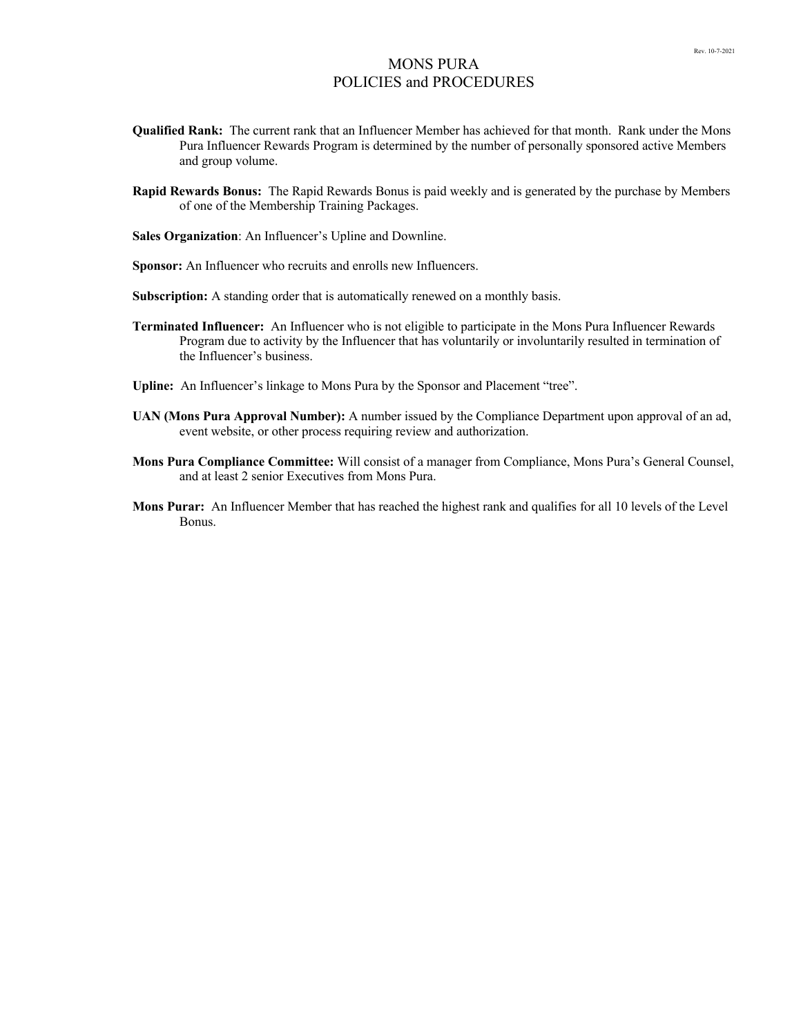# MONS PURA
# POLICIES and PROCEDURES

**Qualified Rank:** The current rank that an Influencer Member has achieved for that month. Rank under the Mons Pura Influencer Rewards Program is determined by the number of personally sponsored active Members and group volume.

**Rapid Rewards Bonus:** The Rapid Rewards Bonus is paid weekly and is generated by the purchase by Members of one of the Membership Training Packages.

**Sales Organization**: An Influencer's Upline and Downline.

**Sponsor:** An Influencer who recruits and enrolls new Influencers.

**Subscription:** A standing order that is automatically renewed on a monthly basis.

**Terminated Influencer:** An Influencer who is not eligible to participate in the Mons Pura Influencer Rewards Program due to activity by the Influencer that has voluntarily or involuntarily resulted in termination of the Influencer's business.

**Upline:** An Influencer's linkage to Mons Pura by the Sponsor and Placement "tree".

**UAN (Mons Pura Approval Number):** A number issued by the Compliance Department upon approval of an ad, event website, or other process requiring review and authorization.

**Mons Pura Compliance Committee:** Will consist of a manager from Compliance, Mons Pura's General Counsel, and at least 2 senior Executives from Mons Pura.

**Mons Purar:** An Influencer Member that has reached the highest rank and qualifies for all 10 levels of the Level Bonus.